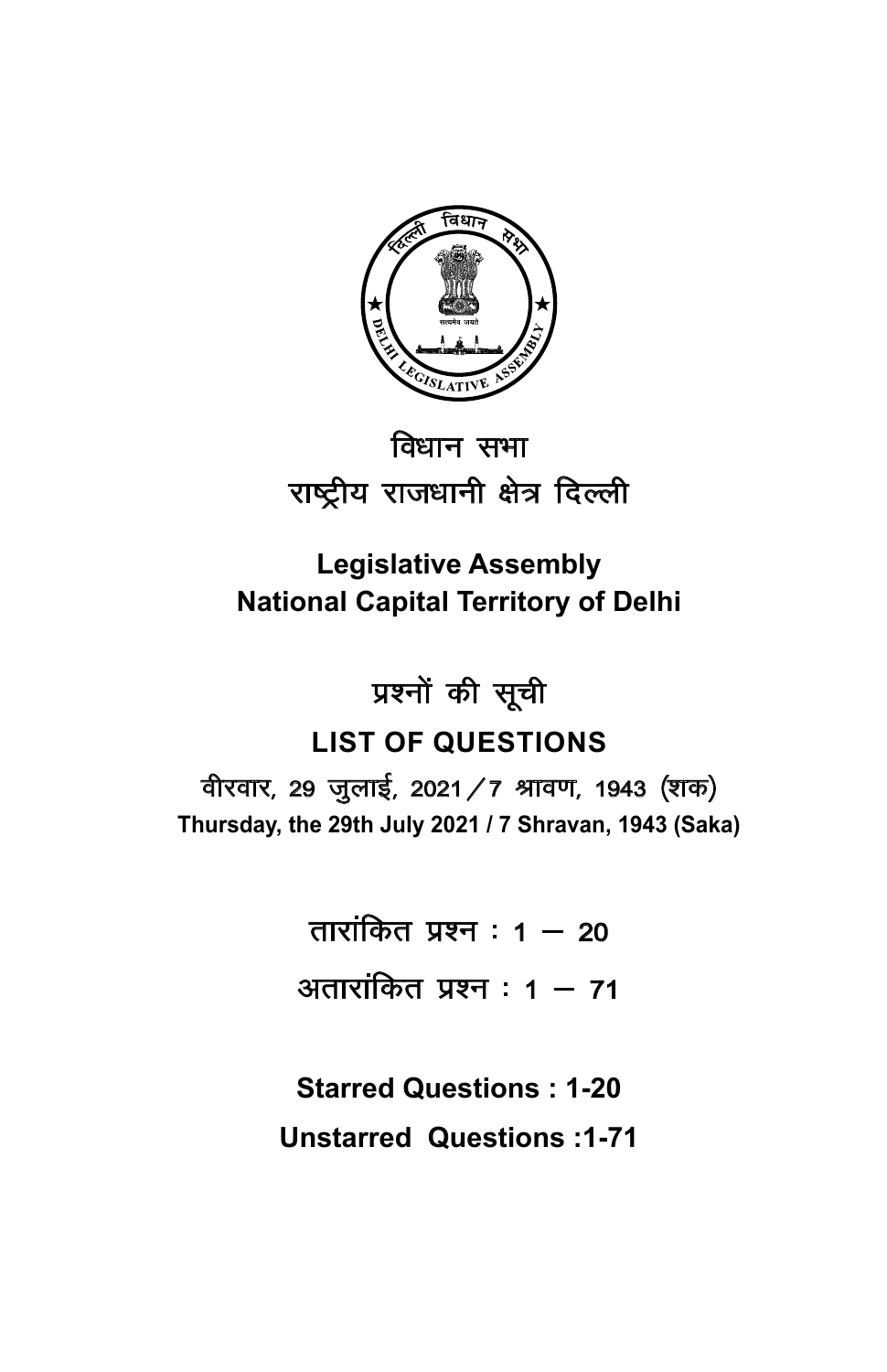# विधान सभा
# राष्ट्रीय राजधानी क्षेत्र दिल्ली

## Legislative Assembly
## National Capital Territory of Delhi

## प्रश्नों की सूची
## LIST OF QUESTIONS

वीरवार, 29 जुलाई, 2021/7 श्रावण, 1943 (शक)

**Thursday, the 29th July 2021 / 7 Shravan, 1943 (Saka)**

तारांकित प्रश्न : 1 – 20

अतारांकित प्रश्न : 1 – 71

**Starred Questions : 1-20**

**Unstarred Questions :1-71**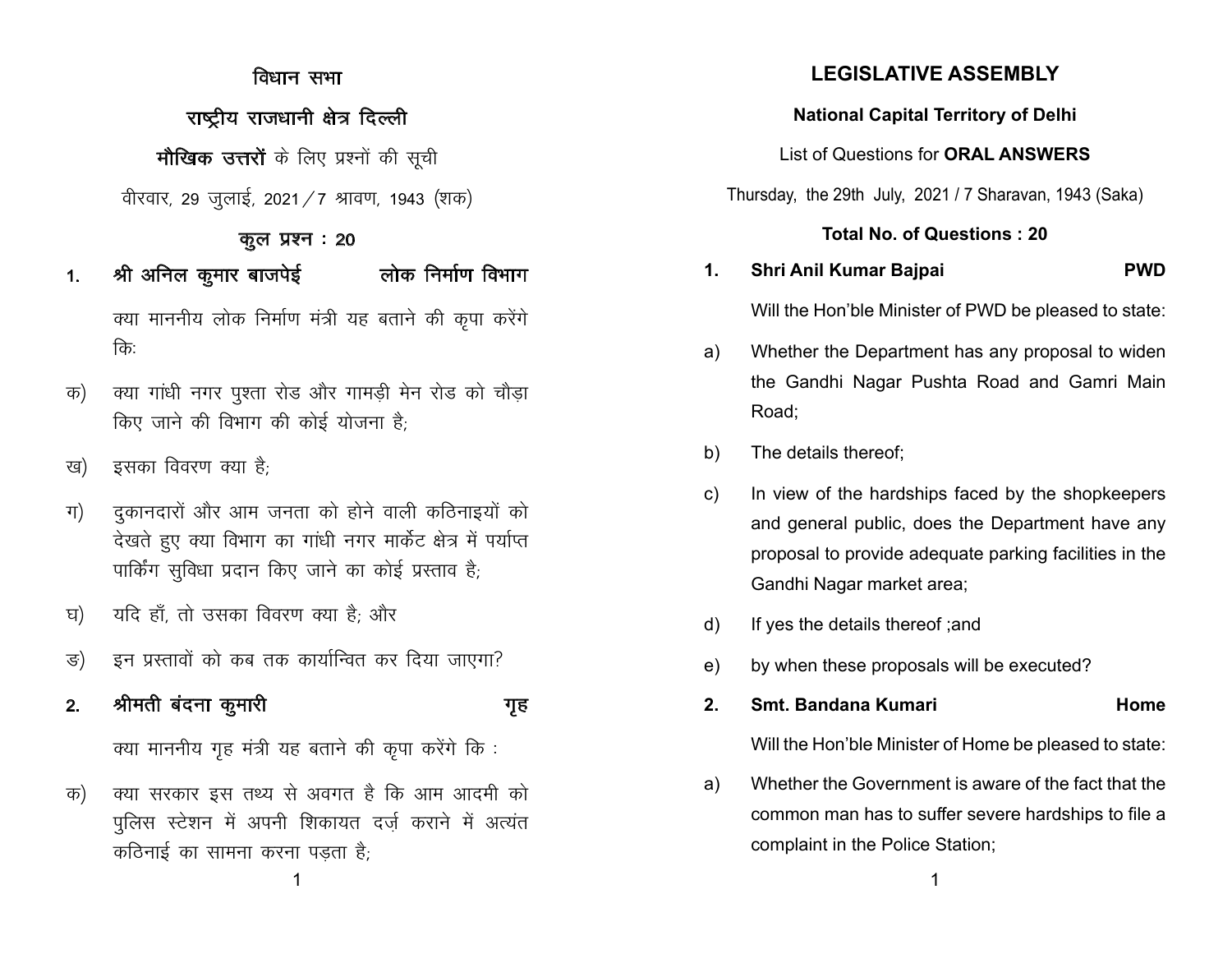# विधान सभा

## राष्ट्रीय राजधानी क्षेत्र दिल्ली

**मौखिक उत्तरों** के लिए प्रश्नों की सूची

वीरवार, 29 जुलाई, 2021 / 7 श्रावण, 1943 (शक)

**कुल प्रश्न : 20**

**1. श्री अनिल कुमार बाजपेई — लोक निर्माण विभाग**

क्या माननीय लोक निर्माण मंत्री यह बताने की कृपा करेंगे कि:

क) क्या गांधी नगर पुश्ता रोड और गामड़ी मेन रोड को चौड़ा किए जाने की विभाग की कोई योजना है;

ख) इसका विवरण क्या है;

ग) दुकानदारों और आम जनता को होने वाली कठिनाइयों को देखते हुए क्या विभाग का गांधी नगर मार्केट क्षेत्र में पर्याप्त पार्किंग सुविधा प्रदान किए जाने का कोई प्रस्ताव है;

घ) यदि हाँ, तो उसका विवरण क्या है; और

ङ) इन प्रस्तावों को कब तक कार्यान्वित कर दिया जाएगा?

**2. श्रीमती बंदना कुमारी — गृह**

क्या माननीय गृह मंत्री यह बताने की कृपा करेंगे कि :

क) क्या सरकार इस तथ्य से अवगत है कि आम आदमी को पुलिस स्टेशन में अपनी शिकायत दर्ज़ कराने में अत्यंत कठिनाई का सामना करना पड़ता है;

# LEGISLATIVE ASSEMBLY

## National Capital Territory of Delhi

List of Questions for **ORAL ANSWERS**

Thursday, the 29th July, 2021 / 7 Sharavan, 1943 (Saka)

**Total No. of Questions : 20**

**1. Shri Anil Kumar Bajpai — PWD**

Will the Hon'ble Minister of PWD be pleased to state:

a) Whether the Department has any proposal to widen the Gandhi Nagar Pushta Road and Gamri Main Road;

b) The details thereof;

c) In view of the hardships faced by the shopkeepers and general public, does the Department have any proposal to provide adequate parking facilities in the Gandhi Nagar market area;

d) If yes the details thereof ;and

e) by when these proposals will be executed?

**2. Smt. Bandana Kumari — Home**

Will the Hon'ble Minister of Home be pleased to state:

a) Whether the Government is aware of the fact that the common man has to suffer severe hardships to file a complaint in the Police Station;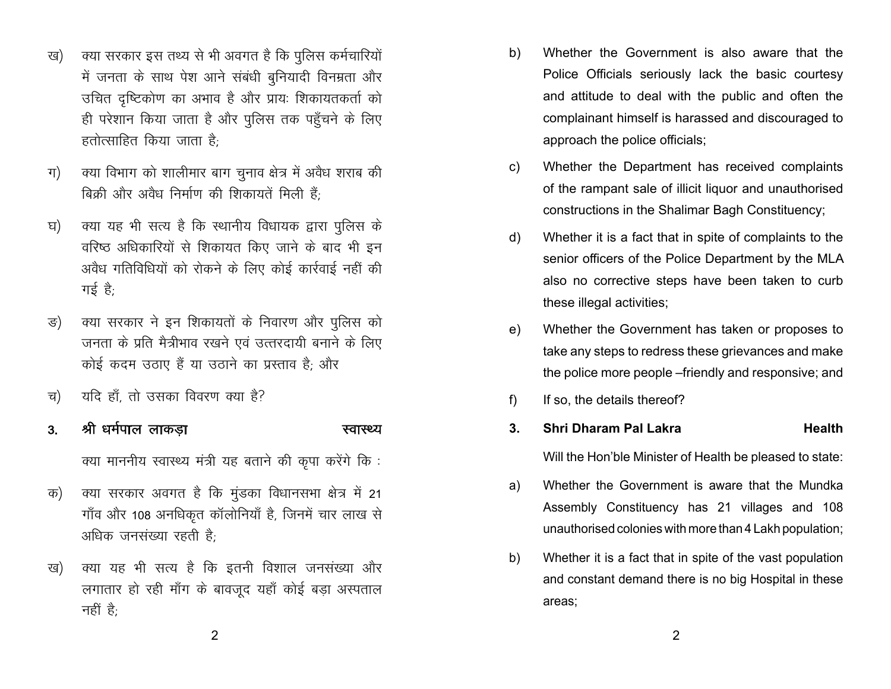ख) क्या सरकार इस तथ्य से भी अवगत है कि पुलिस कर्मचारियों में जनता के साथ पेश आने संबंधी बुनियादी विनम्रता और उचित दृष्टिकोण का अभाव है और प्रायः शिकायतकर्ता को ही परेशान किया जाता है और पुलिस तक पहुँचने के लिए हतोत्साहित किया जाता है;

ग) क्या विभाग को शालीमार बाग चुनाव क्षेत्र में अवैध शराब की बिक्री और अवैध निर्माण की शिकायतें मिली हैं;

घ) क्या यह भी सत्य है कि स्थानीय विधायक द्वारा पुलिस के वरिष्ठ अधिकारियों से शिकायत किए जाने के बाद भी इन अवैध गतिविधियों को रोकने के लिए कोई कार्रवाई नहीं की गई है;

ङ) क्या सरकार ने इन शिकायतों के निवारण और पुलिस को जनता के प्रति मैत्रीभाव रखने एवं उत्तरदायी बनाने के लिए कोई कदम उठाए हैं या उठाने का प्रस्ताव है; और

च) यदि हाँ, तो उसका विवरण क्या है?

**3. श्री धर्मपाल लाकड़ा — स्वास्थ्य**

क्या माननीय स्वास्थ्य मंत्री यह बताने की कृपा करेंगे कि :

क) क्या सरकार अवगत है कि मुंडका विधानसभा क्षेत्र में 21 गाँव और 108 अनधिकृत कॉलोनियाँ है, जिनमें चार लाख से अधिक जनसंख्या रहती है;

ख) क्या यह भी सत्य है कि इतनी विशाल जनसंख्या और लगातार हो रही माँग के बावजूद यहाँ कोई बड़ा अस्पताल नहीं है;

b) Whether the Government is also aware that the Police Officials seriously lack the basic courtesy and attitude to deal with the public and often the complainant himself is harassed and discouraged to approach the police officials;

c) Whether the Department has received complaints of the rampant sale of illicit liquor and unauthorised constructions in the Shalimar Bagh Constituency;

d) Whether it is a fact that in spite of complaints to the senior officers of the Police Department by the MLA also no corrective steps have been taken to curb these illegal activities;

e) Whether the Government has taken or proposes to take any steps to redress these grievances and make the police more people –friendly and responsive; and

f) If so, the details thereof?

**3. Shri Dharam Pal Lakra — Health**

Will the Hon'ble Minister of Health be pleased to state:

a) Whether the Government is aware that the Mundka Assembly Constituency has 21 villages and 108 unauthorised colonies with more than 4 Lakh population;

b) Whether it is a fact that in spite of the vast population and constant demand there is no big Hospital in these areas;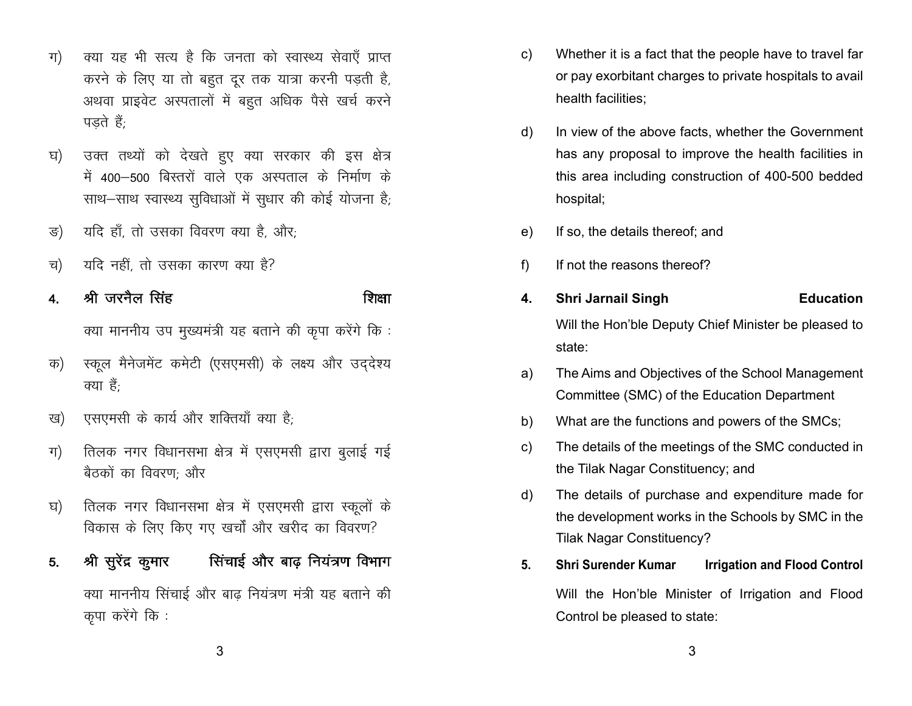ग) क्या यह भी सत्य है कि जनता को स्वास्थ्य सेवाएँ प्राप्त करने के लिए या तो बहुत दूर तक यात्रा करनी पड़ती है, अथवा प्राइवेट अस्पतालों में बहुत अधिक पैसे खर्च करने पड़ते हैं;

घ) उक्त तथ्यों को देखते हुए क्या सरकार की इस क्षेत्र में 400–500 बिस्तरों वाले एक अस्पताल के निर्माण के साथ–साथ स्वास्थ्य सुविधाओं में सुधार की कोई योजना है;

ङ) यदि हाँ, तो उसका विवरण क्या है, और;

च) यदि नहीं, तो उसका कारण क्या है?

**4. श्री जरनैल सिंह — शिक्षा**

क्या माननीय उप मुख्यमंत्री यह बताने की कृपा करेंगे कि :

क) स्कूल मैनेजमेंट कमेटी (एसएमसी) के लक्ष्य और उद्देश्य क्या हैं;

ख) एसएमसी के कार्य और शक्तियाँ क्या है;

ग) तिलक नगर विधानसभा क्षेत्र में एसएमसी द्वारा बुलाई गई बैठकों का विवरण; और

घ) तिलक नगर विधानसभा क्षेत्र में एसएमसी द्वारा स्कूलों के विकास के लिए किए गए खर्चों और खरीद का विवरण?

**5. श्री सुरेंद्र कुमार — सिंचाई और बाढ़ नियंत्रण विभाग**

क्या माननीय सिंचाई और बाढ़ नियंत्रण मंत्री यह बताने की कृपा करेंगे कि :

c) Whether it is a fact that the people have to travel far or pay exorbitant charges to private hospitals to avail health facilities;

d) In view of the above facts, whether the Government has any proposal to improve the health facilities in this area including construction of 400-500 bedded hospital;

e) If so, the details thereof; and

f) If not the reasons thereof?

**4. Shri Jarnail Singh — Education**

Will the Hon'ble Deputy Chief Minister be pleased to state:

a) The Aims and Objectives of the School Management Committee (SMC) of the Education Department

b) What are the functions and powers of the SMCs;

c) The details of the meetings of the SMC conducted in the Tilak Nagar Constituency; and

d) The details of purchase and expenditure made for the development works in the Schools by SMC in the Tilak Nagar Constituency?

**5. Shri Surender Kumar — Irrigation and Flood Control**

Will the Hon'ble Minister of Irrigation and Flood Control be pleased to state: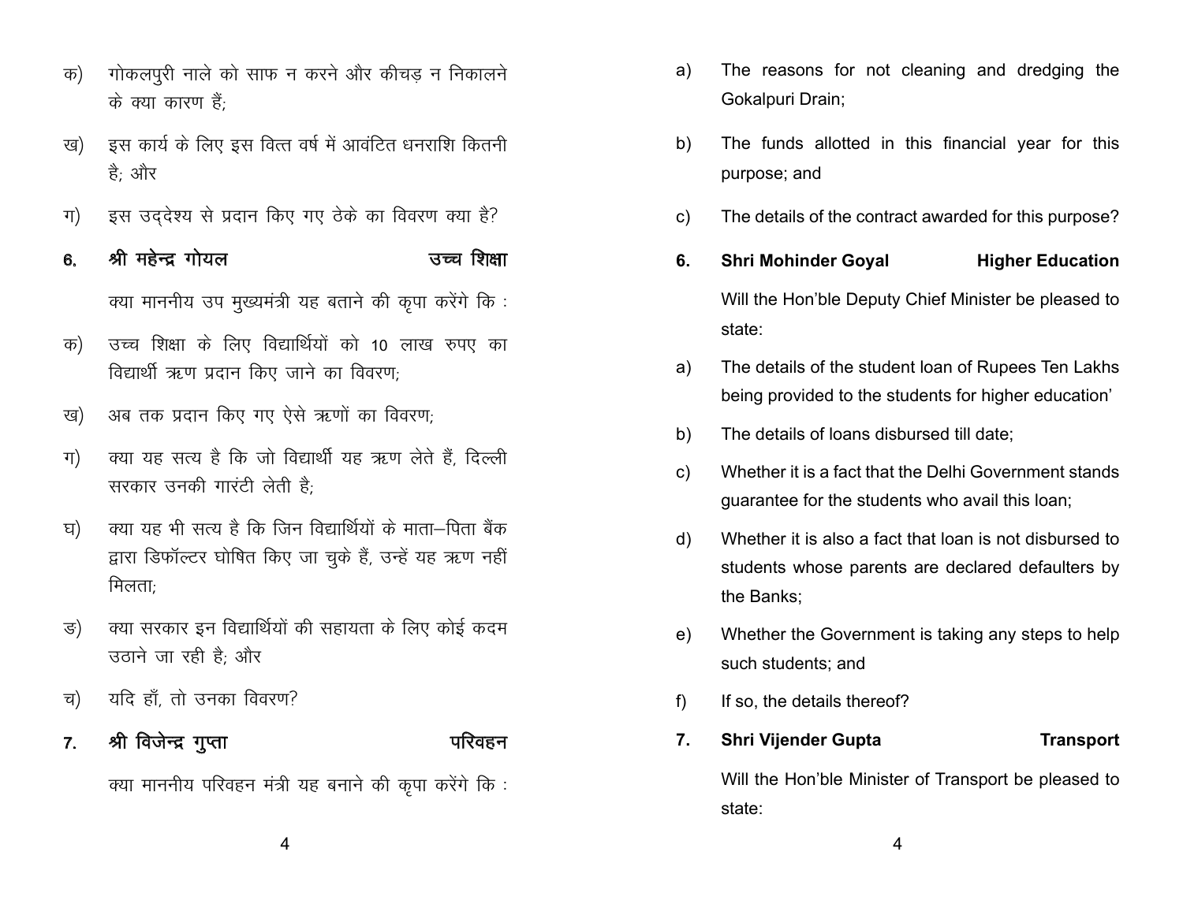क) गोकलपुरी नाले को साफ न करने और कीचड़ न निकालने के क्या कारण हैं;

ख) इस कार्य के लिए इस वित्त वर्ष में आवंटित धनराशि कितनी है; और

ग) इस उद्देश्य से प्रदान किए गए ठेके का विवरण क्या है?

**6. श्री महेन्द्र गोयल** **उच्च शिक्षा**

क्या माननीय उप मुख्यमंत्री यह बताने की कृपा करेंगे कि :

क) उच्च शिक्षा के लिए विद्यार्थियों को 10 लाख रुपए का विद्यार्थी ऋण प्रदान किए जाने का विवरण;

ख) अब तक प्रदान किए गए ऐसे ऋणों का विवरण;

ग) क्या यह सत्य है कि जो विद्यार्थी यह ऋण लेते हैं, दिल्ली सरकार उनकी गारंटी लेती है;

घ) क्या यह भी सत्य है कि जिन विद्यार्थियों के माता–पिता बैंक द्वारा डिफॉल्टर घोषित किए जा चुके हैं, उन्हें यह ऋण नहीं मिलता;

ङ) क्या सरकार इन विद्यार्थियों की सहायता के लिए कोई कदम उठाने जा रही है; और

च) यदि हाँ, तो उनका विवरण?

**7. श्री विजेन्द्र गुप्ता** **परिवहन**

क्या माननीय परिवहन मंत्री यह बनाने की कृपा करेंगे कि :

a) The reasons for not cleaning and dredging the Gokalpuri Drain;

b) The funds allotted in this financial year for this purpose; and

c) The details of the contract awarded for this purpose?

**6. Shri Mohinder Goyal** **Higher Education**

Will the Hon'ble Deputy Chief Minister be pleased to state:

a) The details of the student loan of Rupees Ten Lakhs being provided to the students for higher education'

b) The details of loans disbursed till date;

c) Whether it is a fact that the Delhi Government stands guarantee for the students who avail this loan;

d) Whether it is also a fact that loan is not disbursed to students whose parents are declared defaulters by the Banks;

e) Whether the Government is taking any steps to help such students; and

f) If so, the details thereof?

**7. Shri Vijender Gupta** **Transport**

Will the Hon'ble Minister of Transport be pleased to state: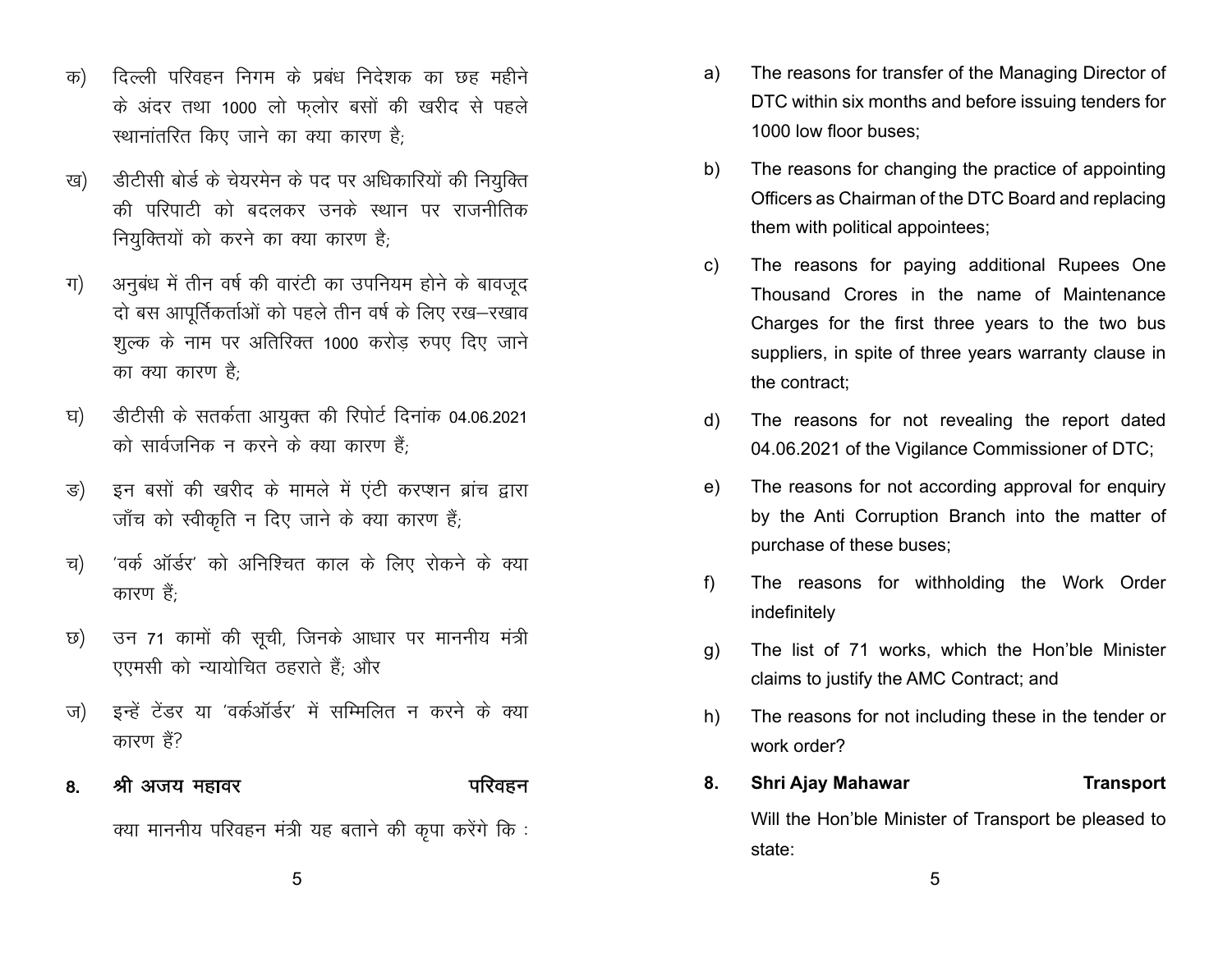क) दिल्ली परिवहन निगम के प्रबंध निदेशक का छह महीने के अंदर तथा 1000 लो फ्लोर बसों की खरीद से पहले स्थानांतरित किए जाने का क्या कारण है;

ख) डीटीसी बोर्ड के चेयरमेन के पद पर अधिकारियों की नियुक्ति की परिपाटी को बदलकर उनके स्थान पर राजनीतिक नियुक्तियों को करने का क्या कारण है;

ग) अनुबंध में तीन वर्ष की वारंटी का उपनियम होने के बावजूद दो बस आपूर्तिकर्ताओं को पहले तीन वर्ष के लिए रख–रखाव शुल्क के नाम पर अतिरिक्त 1000 करोड़ रुपए दिए जाने का क्या कारण है;

घ) डीटीसी के सतर्कता आयुक्त की रिपोर्ट दिनांक 04.06.2021 को सार्वजनिक न करने के क्या कारण हैं;

ङ) इन बसों की खरीद के मामले में एंटी करप्शन ब्रांच द्वारा जाँच को स्वीकृति न दिए जाने के क्या कारण हैं;

च) 'वर्क ऑर्डर' को अनिश्चित काल के लिए रोकने के क्या कारण हैं;

छ) उन 71 कामों की सूची, जिनके आधार पर माननीय मंत्री एएमसी को न्यायोचित ठहराते हैं; और

ज) इन्हें टेंडर या 'वर्कऑर्डर' में सम्मिलित न करने के क्या कारण हैं?

**8. श्री अजय महावर — परिवहन**

क्या माननीय परिवहन मंत्री यह बताने की कृपा करेंगे कि :

a) The reasons for transfer of the Managing Director of DTC within six months and before issuing tenders for 1000 low floor buses;

b) The reasons for changing the practice of appointing Officers as Chairman of the DTC Board and replacing them with political appointees;

c) The reasons for paying additional Rupees One Thousand Crores in the name of Maintenance Charges for the first three years to the two bus suppliers, in spite of three years warranty clause in the contract;

d) The reasons for not revealing the report dated 04.06.2021 of the Vigilance Commissioner of DTC;

e) The reasons for not according approval for enquiry by the Anti Corruption Branch into the matter of purchase of these buses;

f) The reasons for withholding the Work Order indefinitely

g) The list of 71 works, which the Hon'ble Minister claims to justify the AMC Contract; and

h) The reasons for not including these in the tender or work order?

**8. Shri Ajay Mahawar — Transport**

Will the Hon'ble Minister of Transport be pleased to state: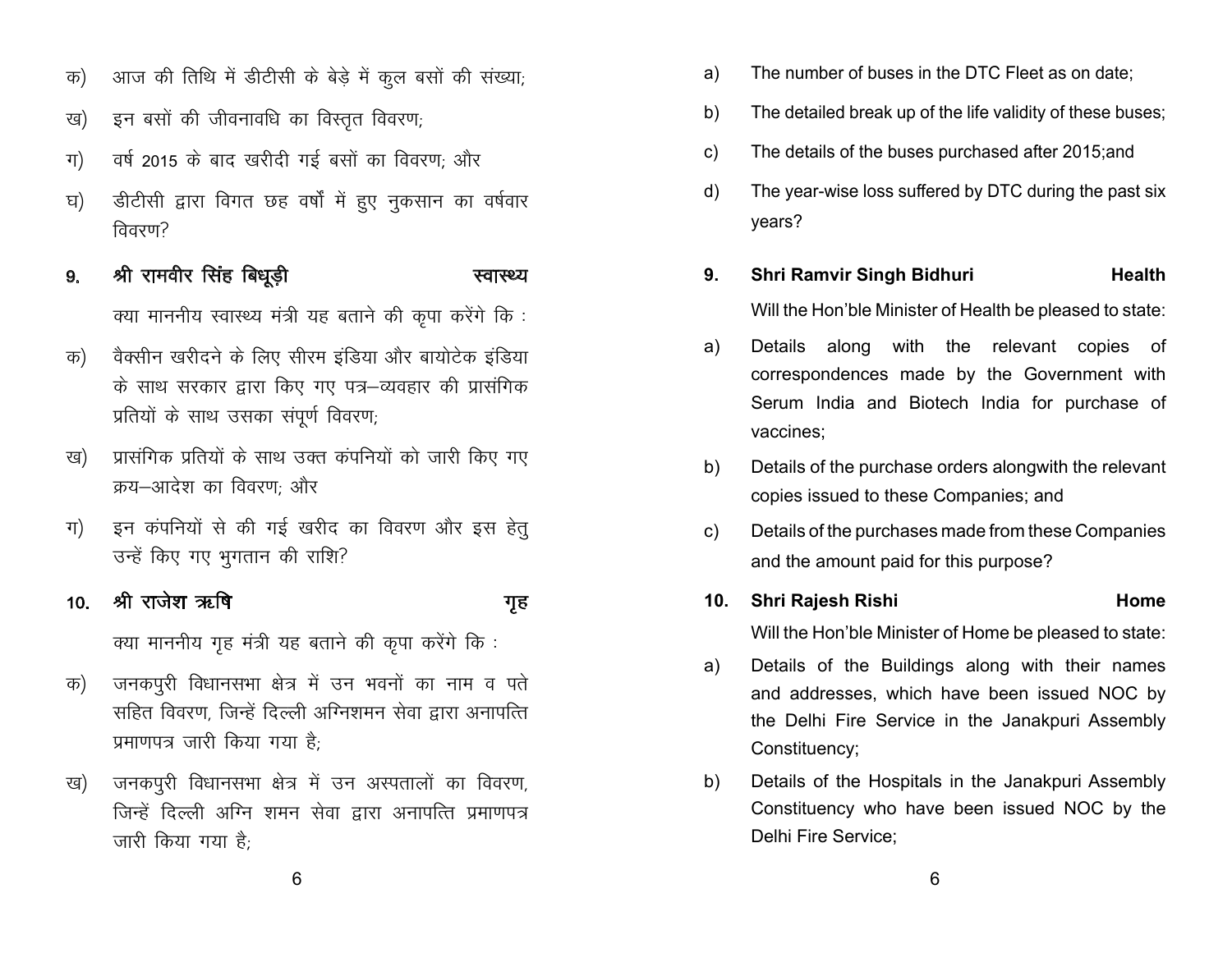क) आज की तिथि में डीटीसी के बेड़े में कुल बसों की संख्या;

ख) इन बसों की जीवनावधि का विस्तृत विवरण;

ग) वर्ष 2015 के बाद खरीदी गई बसों का विवरण; और

घ) डीटीसी द्वारा विगत छह वर्षों में हुए नुकसान का वर्षवार विवरण?

**9. श्री रामवीर सिंह बिधूड़ी — स्वास्थ्य**

क्या माननीय स्वास्थ्य मंत्री यह बताने की कृपा करेंगे कि :

क) वैक्सीन खरीदने के लिए सीरम इंडिया और बायोटेक इंडिया के साथ सरकार द्वारा किए गए पत्र–व्यवहार की प्रासंगिक प्रतियों के साथ उसका संपूर्ण विवरण;

ख) प्रासंगिक प्रतियों के साथ उक्त कंपनियों को जारी किए गए क्रय–आदेश का विवरण; और

ग) इन कंपनियों से की गई खरीद का विवरण और इस हेतु उन्हें किए गए भुगतान की राशि?

**10. श्री राजेश ऋषि — गृह**

क्या माननीय गृह मंत्री यह बताने की कृपा करेंगे कि :

क) जनकपुरी विधानसभा क्षेत्र में उन भवनों का नाम व पते सहित विवरण, जिन्हें दिल्ली अग्निशमन सेवा द्वारा अनापत्ति प्रमाणपत्र जारी किया गया है;

ख) जनकपुरी विधानसभा क्षेत्र में उन अस्पतालों का विवरण, जिन्हें दिल्ली अग्नि शमन सेवा द्वारा अनापत्ति प्रमाणपत्र जारी किया गया है;

a) The number of buses in the DTC Fleet as on date;

b) The detailed break up of the life validity of these buses;

c) The details of the buses purchased after 2015;and

d) The year-wise loss suffered by DTC during the past six years?

**9. Shri Ramvir Singh Bidhuri — Health**

Will the Hon'ble Minister of Health be pleased to state:

a) Details along with the relevant copies of correspondences made by the Government with Serum India and Biotech India for purchase of vaccines;

b) Details of the purchase orders alongwith the relevant copies issued to these Companies; and

c) Details of the purchases made from these Companies and the amount paid for this purpose?

**10. Shri Rajesh Rishi — Home**

Will the Hon'ble Minister of Home be pleased to state:

a) Details of the Buildings along with their names and addresses, which have been issued NOC by the Delhi Fire Service in the Janakpuri Assembly Constituency;

b) Details of the Hospitals in the Janakpuri Assembly Constituency who have been issued NOC by the Delhi Fire Service;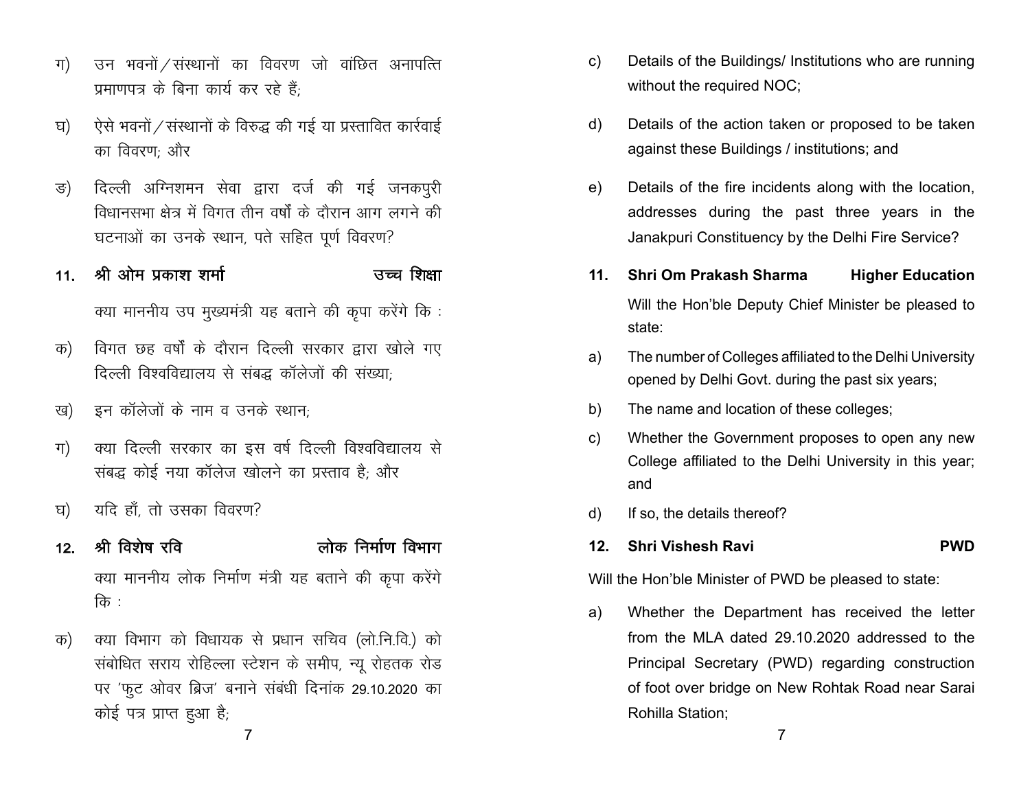ग) उन भवनों/संस्थानों का विवरण जो वांछित अनापत्ति प्रमाणपत्र के बिना कार्य कर रहे हैं;

घ) ऐसे भवनों/संस्थानों के विरुद्ध की गई या प्रस्तावित कार्रवाई का विवरण; और

ङ) दिल्ली अग्निशमन सेवा द्वारा दर्ज की गई जनकपुरी विधानसभा क्षेत्र में विगत तीन वर्षों के दौरान आग लगने की घटनाओं का उनके स्थान, पते सहित पूर्ण विवरण?

**11. श्री ओम प्रकाश शर्मा — उच्च शिक्षा**

क्या माननीय उप मुख्यमंत्री यह बताने की कृपा करेंगे कि :

क) विगत छह वर्षों के दौरान दिल्ली सरकार द्वारा खोले गए दिल्ली विश्वविद्यालय से संबद्ध कॉलेजों की संख्या;

ख) इन कॉलेजों के नाम व उनके स्थान;

ग) क्या दिल्ली सरकार का इस वर्ष दिल्ली विश्वविद्यालय से संबद्ध कोई नया कॉलेज खोलने का प्रस्ताव है; और

घ) यदि हाँ, तो उसका विवरण?

**12. श्री विशेष रवि — लोक निर्माण विभाग**

क्या माननीय लोक निर्माण मंत्री यह बताने की कृपा करेंगे कि :

क) क्या विभाग को विधायक से प्रधान सचिव (लो.नि.वि.) को संबोधित सराय रोहिल्ला स्टेशन के समीप, न्यू रोहतक रोड पर 'फुट ओवर ब्रिज' बनाने संबंधी दिनांक 29.10.2020 का कोई पत्र प्राप्त हुआ है;

c) Details of the Buildings/ Institutions who are running without the required NOC;

d) Details of the action taken or proposed to be taken against these Buildings / institutions; and

e) Details of the fire incidents along with the location, addresses during the past three years in the Janakpuri Constituency by the Delhi Fire Service?

**11. Shri Om Prakash Sharma — Higher Education**

Will the Hon'ble Deputy Chief Minister be pleased to state:

a) The number of Colleges affiliated to the Delhi University opened by Delhi Govt. during the past six years;

b) The name and location of these colleges;

c) Whether the Government proposes to open any new College affiliated to the Delhi University in this year; and

d) If so, the details thereof?

**12. Shri Vishesh Ravi — PWD**

Will the Hon'ble Minister of PWD be pleased to state:

a) Whether the Department has received the letter from the MLA dated 29.10.2020 addressed to the Principal Secretary (PWD) regarding construction of foot over bridge on New Rohtak Road near Sarai Rohilla Station;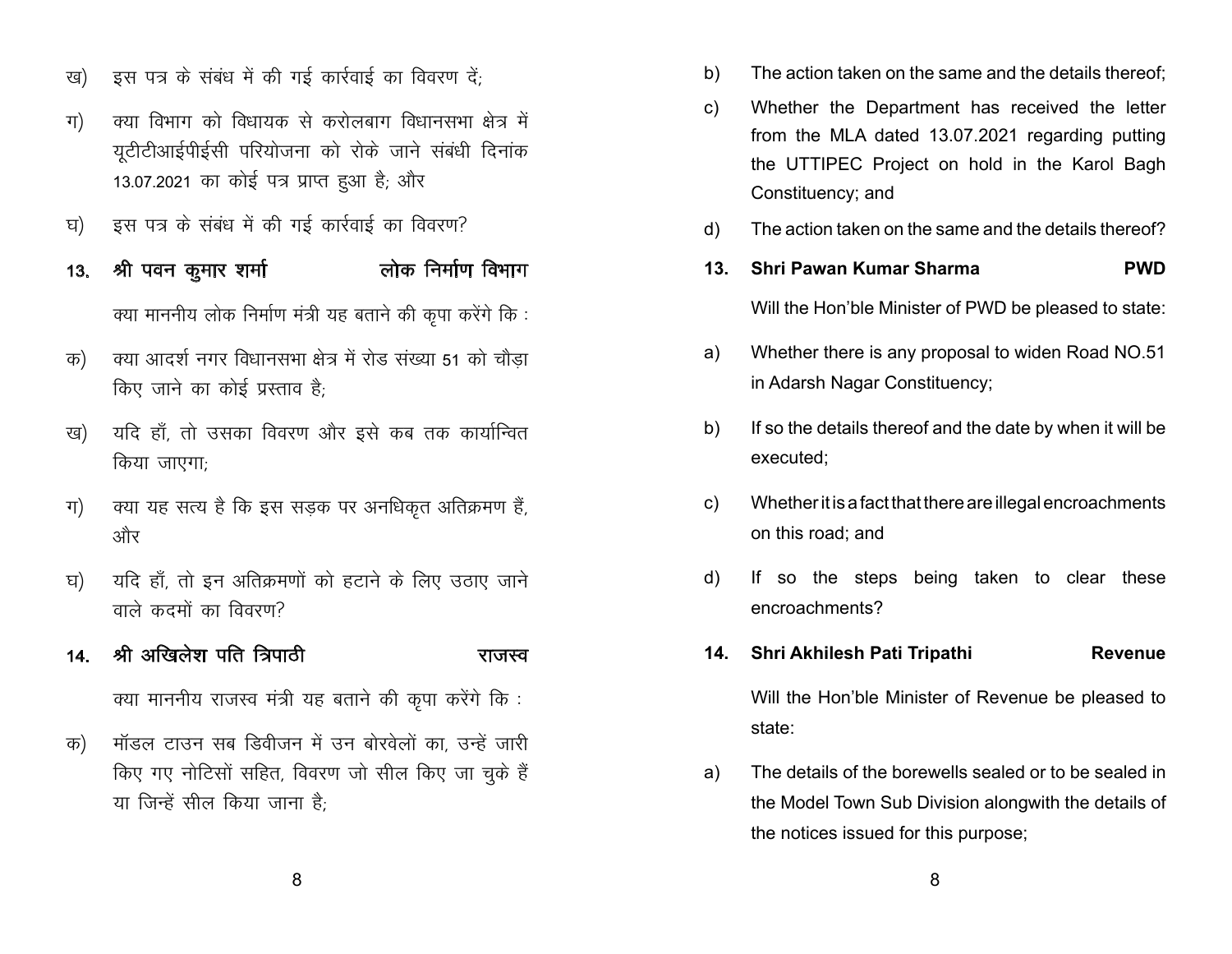ख) इस पत्र के संबंध में की गई कार्रवाई का विवरण दें;

ग) क्या विभाग को विधायक से करोलबाग विधानसभा क्षेत्र में यूटीटीआईपीईसी परियोजना को रोके जाने संबंधी दिनांक 13.07.2021 का कोई पत्र प्राप्त हुआ है; और

घ) इस पत्र के संबंध में की गई कार्रवाई का विवरण?

**13. श्री पवन कुमार शर्मा — लोक निर्माण विभाग**

क्या माननीय लोक निर्माण मंत्री यह बताने की कृपा करेंगे कि :

क) क्या आदर्श नगर विधानसभा क्षेत्र में रोड संख्या 51 को चौड़ा किए जाने का कोई प्रस्ताव है;

ख) यदि हाँ, तो उसका विवरण और इसे कब तक कार्यान्वित किया जाएगा;

ग) क्या यह सत्य है कि इस सड़क पर अनधिकृत अतिक्रमण हैं, और

घ) यदि हाँ, तो इन अतिक्रमणों को हटाने के लिए उठाए जाने वाले कदमों का विवरण?

**14. श्री अखिलेश पति त्रिपाठी — राजस्व**

क्या माननीय राजस्व मंत्री यह बताने की कृपा करेंगे कि :

क) मॉडल टाउन सब डिवीजन में उन बोरवेलों का, उन्हें जारी किए गए नोटिसों सहित, विवरण जो सील किए जा चुके हैं या जिन्हें सील किया जाना है;

b) The action taken on the same and the details thereof;

c) Whether the Department has received the letter from the MLA dated 13.07.2021 regarding putting the UTTIPEC Project on hold in the Karol Bagh Constituency; and

d) The action taken on the same and the details thereof?

**13. Shri Pawan Kumar Sharma — PWD**

Will the Hon'ble Minister of PWD be pleased to state:

a) Whether there is any proposal to widen Road NO.51 in Adarsh Nagar Constituency;

b) If so the details thereof and the date by when it will be executed;

c) Whether it is a fact that there are illegal encroachments on this road; and

d) If so the steps being taken to clear these encroachments?

**14. Shri Akhilesh Pati Tripathi — Revenue**

Will the Hon'ble Minister of Revenue be pleased to state:

a) The details of the borewells sealed or to be sealed in the Model Town Sub Division alongwith the details of the notices issued for this purpose;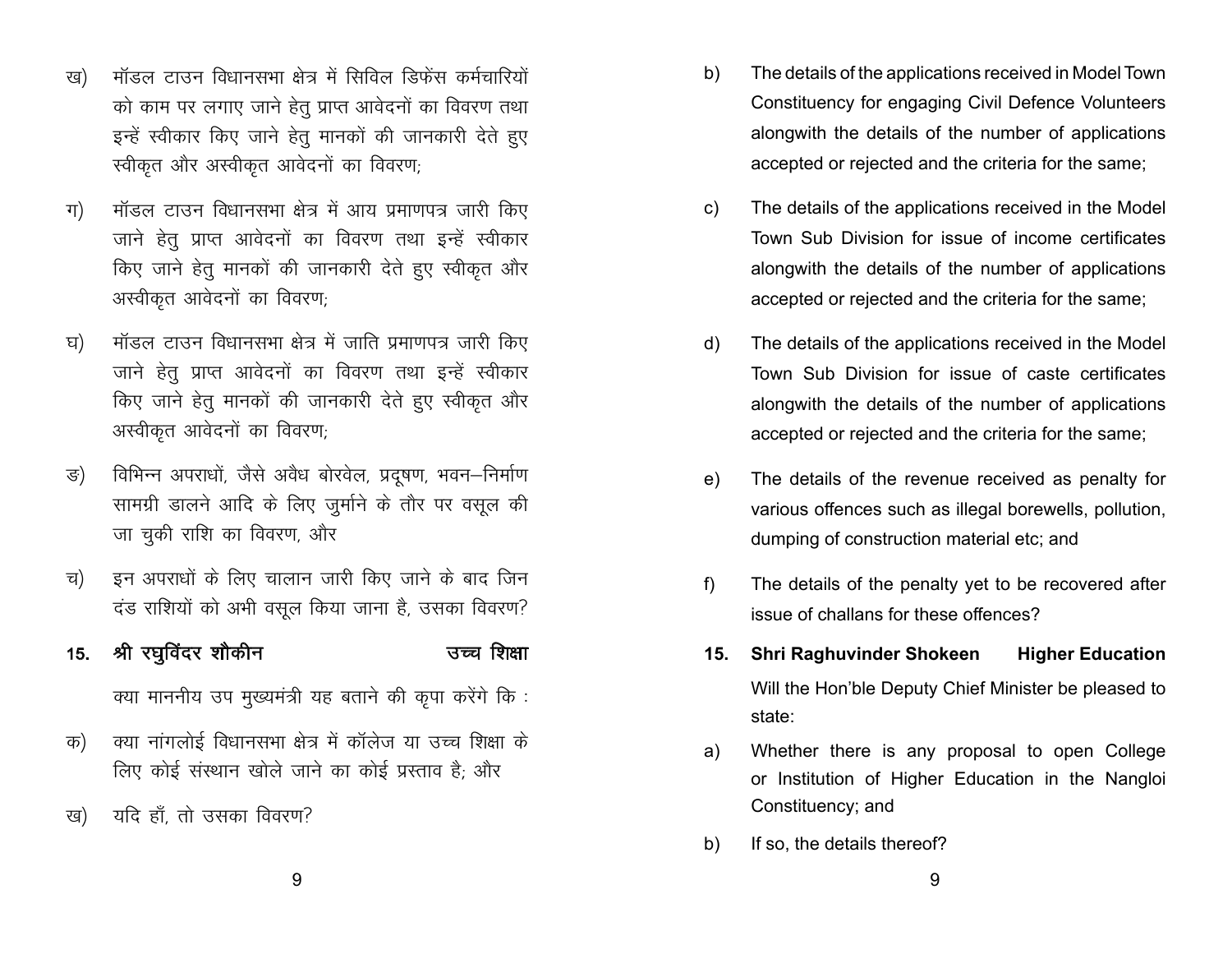ख) मॉडल टाउन विधानसभा क्षेत्र में सिविल डिफेंस कर्मचारियों को काम पर लगाए जाने हेतु प्राप्त आवेदनों का विवरण तथा इन्हें स्वीकार किए जाने हेतु मानकों की जानकारी देते हुए स्वीकृत और अस्वीकृत आवेदनों का विवरण;

ग) मॉडल टाउन विधानसभा क्षेत्र में आय प्रमाणपत्र जारी किए जाने हेतु प्राप्त आवेदनों का विवरण तथा इन्हें स्वीकार किए जाने हेतु मानकों की जानकारी देते हुए स्वीकृत और अस्वीकृत आवेदनों का विवरण;

घ) मॉडल टाउन विधानसभा क्षेत्र में जाति प्रमाणपत्र जारी किए जाने हेतु प्राप्त आवेदनों का विवरण तथा इन्हें स्वीकार किए जाने हेतु मानकों की जानकारी देते हुए स्वीकृत और अस्वीकृत आवेदनों का विवरण;

ङ) विभिन्न अपराधों, जैसे अवैध बोरवेल, प्रदूषण, भवन–निर्माण सामग्री डालने आदि के लिए जुर्माने के तौर पर वसूल की जा चुकी राशि का विवरण, और

च) इन अपराधों के लिए चालान जारी किए जाने के बाद जिन दंड राशियों को अभी वसूल किया जाना है, उसका विवरण?

**15. श्री रघुविंदर शौकीन उच्च शिक्षा**

क्या माननीय उप मुख्यमंत्री यह बताने की कृपा करेंगे कि :

क) क्या नांगलोई विधानसभा क्षेत्र में कॉलेज या उच्च शिक्षा के लिए कोई संस्थान खोले जाने का कोई प्रस्ताव है; और

ख) यदि हाँ, तो उसका विवरण?

b) The details of the applications received in Model Town Constituency for engaging Civil Defence Volunteers alongwith the details of the number of applications accepted or rejected and the criteria for the same;

c) The details of the applications received in the Model Town Sub Division for issue of income certificates alongwith the details of the number of applications accepted or rejected and the criteria for the same;

d) The details of the applications received in the Model Town Sub Division for issue of caste certificates alongwith the details of the number of applications accepted or rejected and the criteria for the same;

e) The details of the revenue received as penalty for various offences such as illegal borewells, pollution, dumping of construction material etc; and

f) The details of the penalty yet to be recovered after issue of challans for these offences?

**15. Shri Raghuvinder Shokeen Higher Education**

Will the Hon'ble Deputy Chief Minister be pleased to state:

a) Whether there is any proposal to open College or Institution of Higher Education in the Nangloi Constituency; and

b) If so, the details thereof?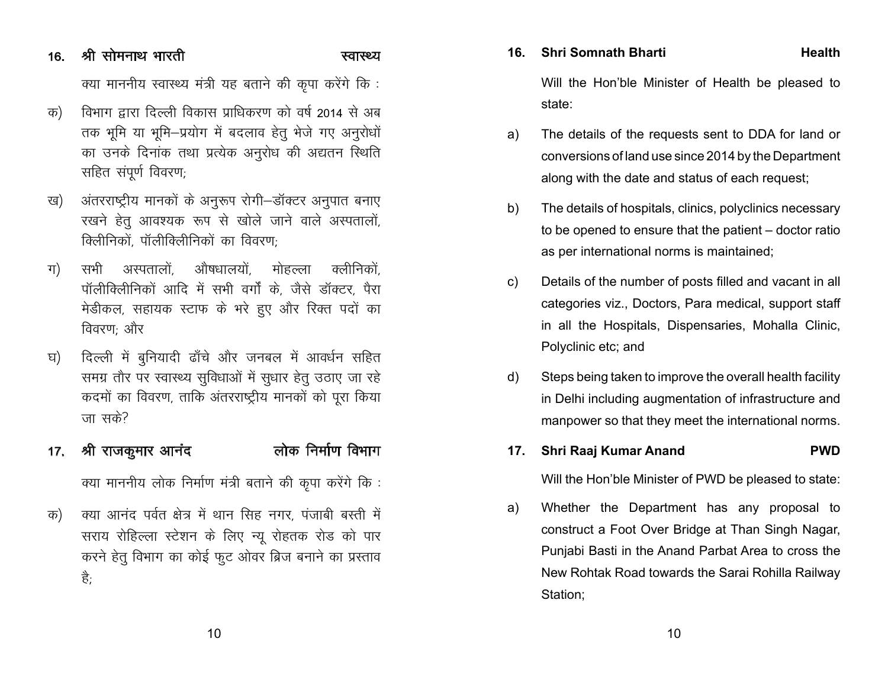**16. श्री सोमनाथ भारती — स्वास्थ्य**

क्या माननीय स्वास्थ्य मंत्री यह बताने की कृपा करेंगे कि :

क) विभाग द्वारा दिल्ली विकास प्राधिकरण को वर्ष 2014 से अब तक भूमि या भूमि–प्रयोग में बदलाव हेतु भेजे गए अनुरोधों का उनके दिनांक तथा प्रत्येक अनुरोध की अद्यतन स्थिति सहित संपूर्ण विवरण;

ख) अंतरराष्ट्रीय मानकों के अनुरूप रोगी–डॉक्टर अनुपात बनाए रखने हेतु आवश्यक रूप से खोले जाने वाले अस्पतालों, क्लीनिकों, पॉलीक्लीनिकों का विवरण;

ग) सभी अस्पतालों, औषधालयों, मोहल्ला क्लीनिकों, पॉलीक्लीनिकों आदि में सभी वर्गों के, जैसे डॉक्टर, पैरा मेडीकल, सहायक स्टाफ के भरे हुए और रिक्त पदों का विवरण; और

घ) दिल्ली में बुनियादी ढाँचे और जनबल में आवर्धन सहित समग्र तौर पर स्वास्थ्य सुविधाओं में सुधार हेतु उठाए जा रहे कदमों का विवरण, ताकि अंतरराष्ट्रीय मानकों को पूरा किया जा सके?

**17. श्री राजकुमार आनंद — लोक निर्माण विभाग**

क्या माननीय लोक निर्माण मंत्री बताने की कृपा करेंगे कि :

क) क्या आनंद पर्वत क्षेत्र में थान सिह नगर, पंजाबी बस्ती में सराय रोहिल्ला स्टेशन के लिए न्यू रोहतक रोड को पार करने हेतु विभाग का कोई फुट ओवर ब्रिज बनाने का प्रस्ताव है;

**16. Shri Somnath Bharti — Health**

Will the Hon'ble Minister of Health be pleased to state:

a) The details of the requests sent to DDA for land or conversions of land use since 2014 by the Department along with the date and status of each request;

b) The details of hospitals, clinics, polyclinics necessary to be opened to ensure that the patient – doctor ratio as per international norms is maintained;

c) Details of the number of posts filled and vacant in all categories viz., Doctors, Para medical, support staff in all the Hospitals, Dispensaries, Mohalla Clinic, Polyclinic etc; and

d) Steps being taken to improve the overall health facility in Delhi including augmentation of infrastructure and manpower so that they meet the international norms.

**17. Shri Raaj Kumar Anand — PWD**

Will the Hon'ble Minister of PWD be pleased to state:

a) Whether the Department has any proposal to construct a Foot Over Bridge at Than Singh Nagar, Punjabi Basti in the Anand Parbat Area to cross the New Rohtak Road towards the Sarai Rohilla Railway Station;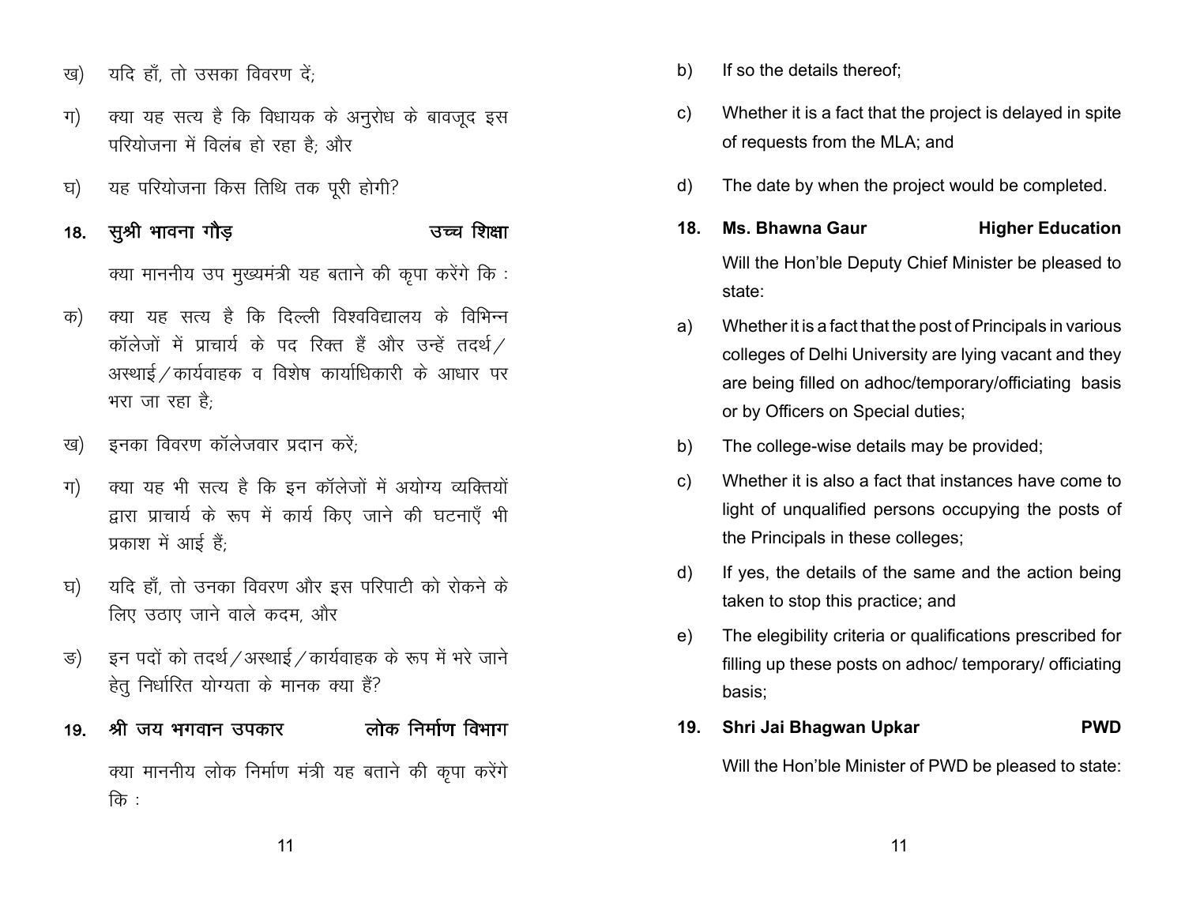ख) यदि हाँ, तो उसका विवरण दें;

ग) क्या यह सत्य है कि विधायक के अनुरोध के बावजूद इस परियोजना में विलंब हो रहा है; और

घ) यह परियोजना किस तिथि तक पूरी होगी?

**18. सुश्री भावना गौड़ — उच्च शिक्षा**

क्या माननीय उप मुख्यमंत्री यह बताने की कृपा करेंगे कि :

क) क्या यह सत्य है कि दिल्ली विश्वविद्यालय के विभिन्न कॉलेजों में प्राचार्य के पद रिक्त हैं और उन्हें तदर्थ/अस्थाई/कार्यवाहक व विशेष कार्याधिकारी के आधार पर भरा जा रहा है;

ख) इनका विवरण कॉलेजवार प्रदान करें;

ग) क्या यह भी सत्य है कि इन कॉलेजों में अयोग्य व्यक्तियों द्वारा प्राचार्य के रूप में कार्य किए जाने की घटनाएँ भी प्रकाश में आई हैं;

घ) यदि हाँ, तो उनका विवरण और इस परिपाटी को रोकने के लिए उठाए जाने वाले कदम, और

ङ) इन पदों को तदर्थ/अस्थाई/कार्यवाहक के रूप में भरे जाने हेतु निर्धारित योग्यता के मानक क्या हैं?

**19. श्री जय भगवान उपकार — लोक निर्माण विभाग**

क्या माननीय लोक निर्माण मंत्री यह बताने की कृपा करेंगे कि :

b) If so the details thereof;

c) Whether it is a fact that the project is delayed in spite of requests from the MLA; and

d) The date by when the project would be completed.

**18. Ms. Bhawna Gaur — Higher Education**

Will the Hon'ble Deputy Chief Minister be pleased to state:

a) Whether it is a fact that the post of Principals in various colleges of Delhi University are lying vacant and they are being filled on adhoc/temporary/officiating basis or by Officers on Special duties;

b) The college-wise details may be provided;

c) Whether it is also a fact that instances have come to light of unqualified persons occupying the posts of the Principals in these colleges;

d) If yes, the details of the same and the action being taken to stop this practice; and

e) The elegibility criteria or qualifications prescribed for filling up these posts on adhoc/ temporary/ officiating basis;

**19. Shri Jai Bhagwan Upkar — PWD**

Will the Hon'ble Minister of PWD be pleased to state: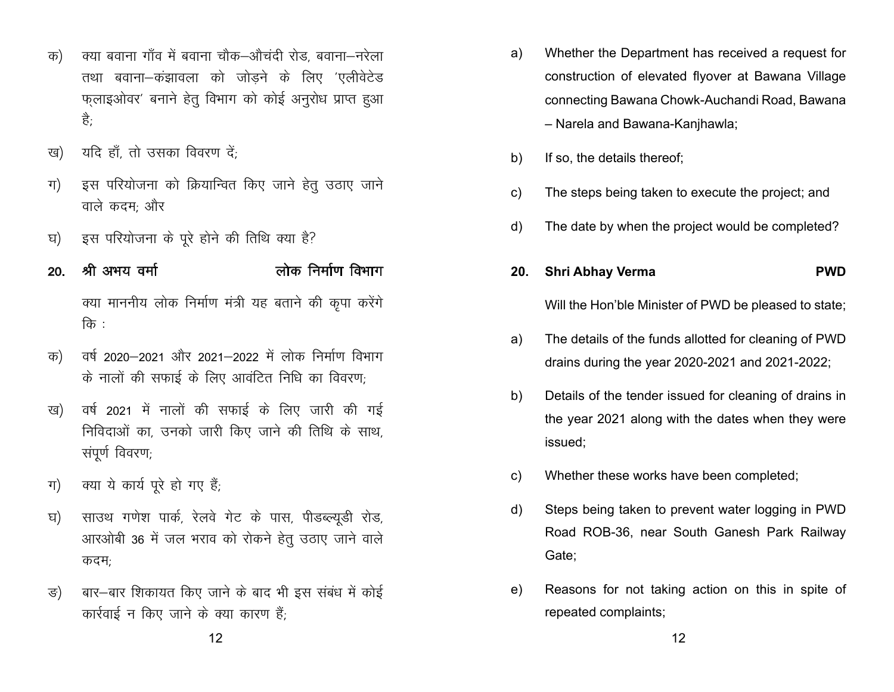क) क्या बवाना गाँव में बवाना चौक–औचंदी रोड, बवाना–नरेला तथा बवाना–कंझावला को जोड़ने के लिए 'एलीवेटेड फ्लाइओवर' बनाने हेतु विभाग को कोई अनुरोध प्राप्त हुआ है;

ख) यदि हाँ, तो उसका विवरण दें;

ग) इस परियोजना को क्रियान्वित किए जाने हेतु उठाए जाने वाले कदम; और

घ) इस परियोजना के पूरे होने की तिथि क्या है?

**20. श्री अभय वर्मा — लोक निर्माण विभाग**

क्या माननीय लोक निर्माण मंत्री यह बताने की कृपा करेंगे कि :

क) वर्ष 2020–2021 और 2021–2022 में लोक निर्माण विभाग के नालों की सफाई के लिए आवंटित निधि का विवरण;

ख) वर्ष 2021 में नालों की सफाई के लिए जारी की गई निविदाओं का, उनको जारी किए जाने की तिथि के साथ, संपूर्ण विवरण;

ग) क्या ये कार्य पूरे हो गए हैं;

घ) साउथ गणेश पार्क, रेलवे गेट के पास, पीडब्ल्यूडी रोड, आरओबी 36 में जल भराव को रोकने हेतु उठाए जाने वाले कदम;

ङ) बार–बार शिकायत किए जाने के बाद भी इस संबंध में कोई कार्रवाई न किए जाने के क्या कारण हैं;

a) Whether the Department has received a request for construction of elevated flyover at Bawana Village connecting Bawana Chowk-Auchandi Road, Bawana – Narela and Bawana-Kanjhawla;

b) If so, the details thereof;

c) The steps being taken to execute the project; and

d) The date by when the project would be completed?

**20. Shri Abhay Verma — PWD**

Will the Hon'ble Minister of PWD be pleased to state;

a) The details of the funds allotted for cleaning of PWD drains during the year 2020-2021 and 2021-2022;

b) Details of the tender issued for cleaning of drains in the year 2021 along with the dates when they were issued;

c) Whether these works have been completed;

d) Steps being taken to prevent water logging in PWD Road ROB-36, near South Ganesh Park Railway Gate;

e) Reasons for not taking action on this in spite of repeated complaints;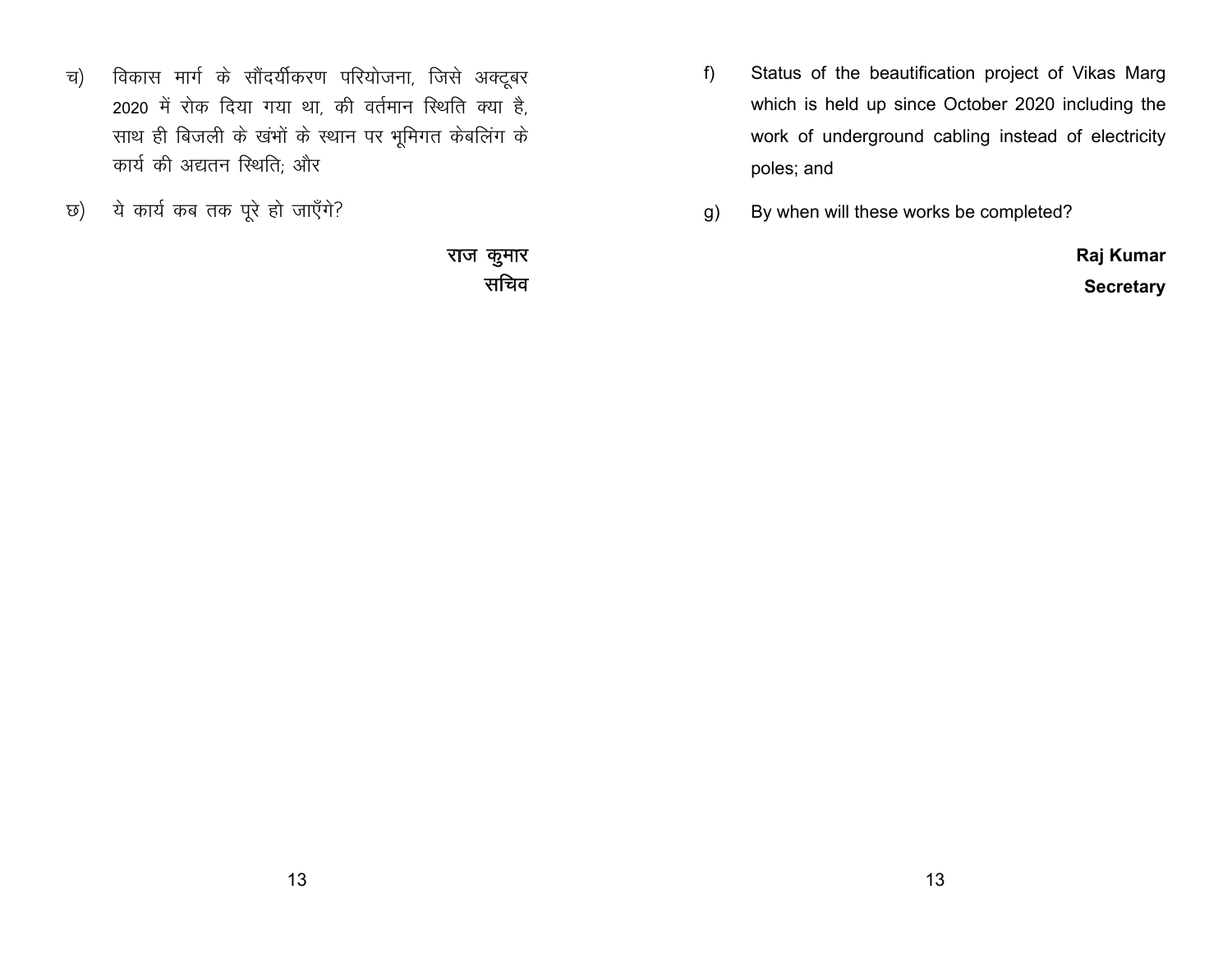च) विकास मार्ग के सौंदर्यीकरण परियोजना, जिसे अक्टूबर 2020 में रोक दिया गया था, की वर्तमान स्थिति क्या है, साथ ही बिजली के खंभों के स्थान पर भूमिगत केबलिंग के कार्य की अद्यतन स्थिति; और

छ) ये कार्य कब तक पूरे हो जाएँगे?

**राज कुमार**
**सचिव**

f) Status of the beautification project of Vikas Marg which is held up since October 2020 including the work of underground cabling instead of electricity poles; and

g) By when will these works be completed?

**Raj Kumar**
**Secretary**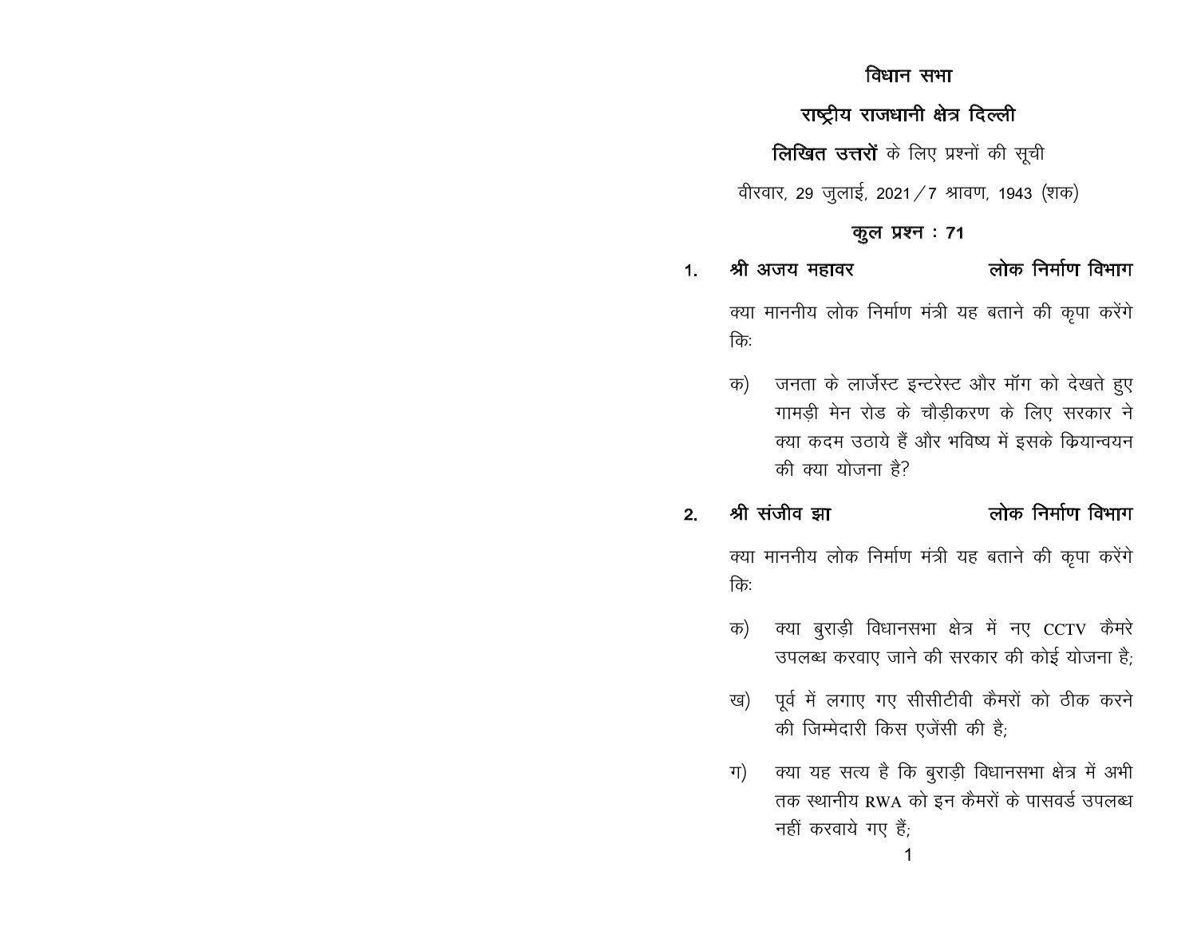# विधान सभा

## राष्ट्रीय राजधानी क्षेत्र दिल्ली

**लिखित उत्तरों** के लिए प्रश्नों की सूची

वीरवार, 29 जुलाई, 2021 / 7 श्रावण, 1943 (शक)

**कुल प्रश्न : 71**

1. **श्री अजय महावर** — **लोक निर्माण विभाग**

   क्या माननीय लोक निर्माण मंत्री यह बताने की कृपा करेंगे कि:

   क) जनता के लार्जेस्ट इन्टरेस्ट और मॉग को देखते हुए गामड़ी मेन रोड के चौड़ीकरण के लिए सरकार ने क्या कदम उठाये हैं और भविष्य में इसके क्रियान्वयन की क्या योजना है?

2. **श्री संजीव झा** — **लोक निर्माण विभाग**

   क्या माननीय लोक निर्माण मंत्री यह बताने की कृपा करेंगे कि:

   क) क्या बुराड़ी विधानसभा क्षेत्र में नए CCTV कैमरे उपलब्ध करवाए जाने की सरकार की कोई योजना है;

   ख) पूर्व में लगाए गए सीसीटीवी कैमरों को ठीक करने की जिम्मेदारी किस एजेंसी की है;

   ग) क्या यह सत्य है कि बुराड़ी विधानसभा क्षेत्र में अभी तक स्थानीय RWA को इन कैमरों के पासवर्ड उपलब्ध नहीं करवाये गए हैं;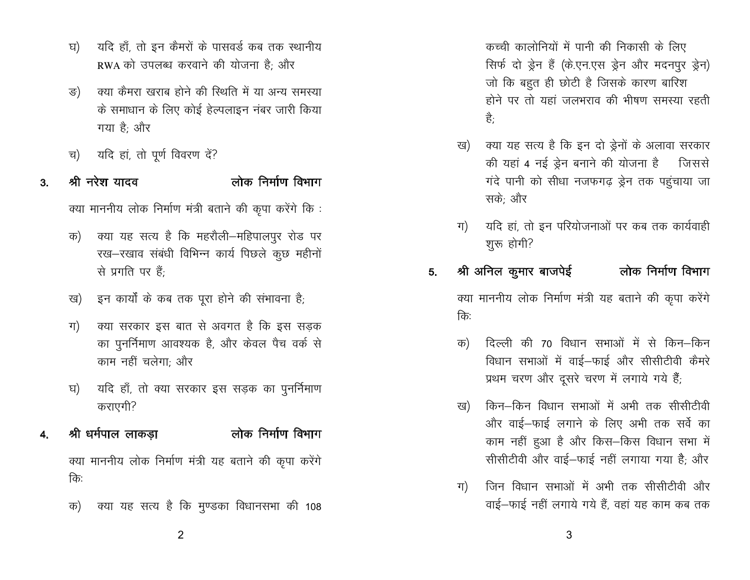घ) यदि हाँ, तो इन कैमरों के पासवर्ड कब तक स्थानीय RWA को उपलब्ध करवाने की योजना है; और

ङ) क्या कैमरा खराब होने की स्थिति में या अन्य समस्या के समाधान के लिए कोई हेल्पलाइन नंबर जारी किया गया है; और

च) यदि हां, तो पूर्ण विवरण दें?

**3. श्री नरेश यादव — लोक निर्माण विभाग**

क्या माननीय लोक निर्माण मंत्री बताने की कृपा करेंगे कि :

क) क्या यह सत्य है कि महरौली–महिपालपुर रोड पर रख–रखाव संबंधी विभिन्न कार्य पिछले कुछ महीनों से प्रगति पर हैं;

ख) इन कार्यों के कब तक पूरा होने की संभावना है;

ग) क्या सरकार इस बात से अवगत है कि इस सड़क का पुनर्निमाण आवश्यक है, और केवल पैच वर्क से काम नहीं चलेगा; और

घ) यदि हाँ, तो क्या सरकार इस सड़क का पुनर्निमाण कराएगी?

**4. श्री धर्मपाल लाकड़ा — लोक निर्माण विभाग**

क्या माननीय लोक निर्माण मंत्री यह बताने की कृपा करेंगे कि:

क) क्या यह सत्य है कि मुण्डका विधानसभा की 108 कच्ची कालोनियों में पानी की निकासी के लिए सिर्फ दो ड्रेन हैं (के.एन.एस ड्रेन और मदनपुर ड्रेन) जो कि बहुत ही छोटी है जिसके कारण बारिश होने पर तो यहां जलभराव की भीषण समस्या रहती है;

ख) क्या यह सत्य है कि इन दो ड्रेनों के अलावा सरकार की यहां 4 नई ड्रेन बनाने की योजना है जिससे गंदे पानी को सीधा नजफगढ़ ड्रेन तक पहुंचाया जा सके; और

ग) यदि हां, तो इन परियोजनाओं पर कब तक कार्यवाही शुरू होगी?

**5. श्री अनिल कुमार बाजपेई — लोक निर्माण विभाग**

क्या माननीय लोक निर्माण मंत्री यह बताने की कृपा करेंगे कि:

क) दिल्ली की 70 विधान सभाओं में से किन–किन विधान सभाओं में वाई–फाई और सीसीटीवी कैमरे प्रथम चरण और दूसरे चरण में लगाये गये हैं;

ख) किन–किन विधान सभाओं में अभी तक सीसीटीवी और वाई–फाई लगाने के लिए अभी तक सर्वे का काम नहीं हुआ है और किस–किस विधान सभा में सीसीटीवी और वाई–फाई नहीं लगाया गया है; और

ग) जिन विधान सभाओं में अभी तक सीसीटीवी और वाई–फाई नहीं लगाये गये हैं, वहां यह काम कब तक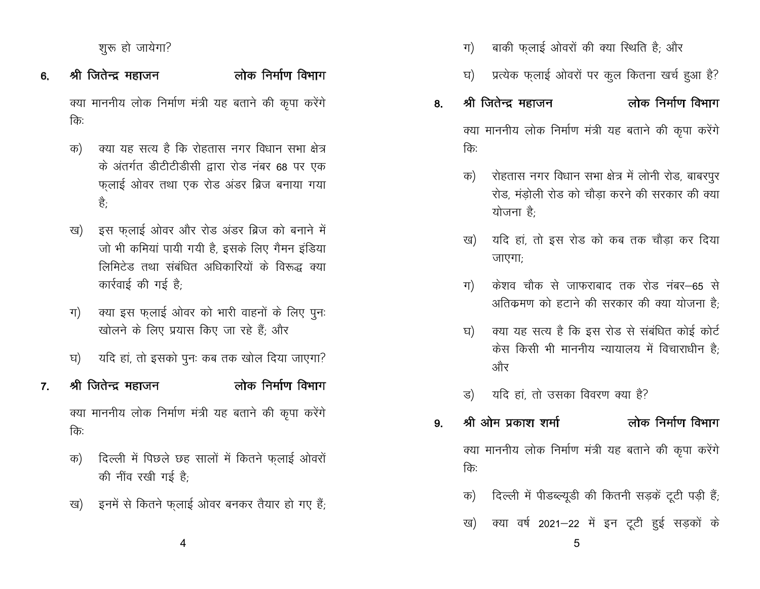शुरू हो जायेगा?

6. **श्री जितेन्द्र महाजन** **लोक निर्माण विभाग**

क्या माननीय लोक निर्माण मंत्री यह बताने की कृपा करेंगे कि:

क) क्या यह सत्य है कि रोहतास नगर विधान सभा क्षेत्र के अंतर्गत डीटीटीडीसी द्वारा रोड नंबर 68 पर एक फ्लाई ओवर तथा एक रोड अंडर ब्रिज बनाया गया है;

ख) इस फ्लाई ओवर और रोड अंडर ब्रिज को बनाने में जो भी कमियां पायी गयी है, इसके लिए गैमन इंडिया लिमिटेड तथा संबंधित अधिकारियों के विरूद्ध क्या कार्रवाई की गई है;

ग) क्या इस फ्लाई ओवर को भारी वाहनों के लिए पुनः खोलने के लिए प्रयास किए जा रहे हैं; और

घ) यदि हां, तो इसको पुनः कब तक खोल दिया जाएगा?

7. **श्री जितेन्द्र महाजन** **लोक निर्माण विभाग**

क्या माननीय लोक निर्माण मंत्री यह बताने की कृपा करेंगे कि:

क) दिल्ली में पिछले छह सालों में कितने फ्लाई ओवरों की नींव रखी गई है;

ख) इनमें से कितने फ्लाई ओवर बनकर तैयार हो गए हैं;

ग) बाकी फ्लाई ओवरों की क्या स्थिति है; और

घ) प्रत्येक फ्लाई ओवरों पर कुल कितना खर्च हुआ है?

8. **श्री जितेन्द्र महाजन** **लोक निर्माण विभाग**

क्या माननीय लोक निर्माण मंत्री यह बताने की कृपा करेंगे कि:

क) रोहतास नगर विधान सभा क्षेत्र में लोनी रोड, बाबरपुर रोड, मंड़ोली रोड को चौड़ा करने की सरकार की क्या योजना है;

ख) यदि हां, तो इस रोड को कब तक चौड़ा कर दिया जाएगा;

ग) केशव चौक से जाफराबाद तक रोड नंबर–65 से अतिक्रमण को हटाने की सरकार की क्या योजना है;

घ) क्या यह सत्य है कि इस रोड से संबंधित कोई कोर्ट केस किसी भी माननीय न्यायालय में विचाराधीन है; और

ड) यदि हां, तो उसका विवरण क्या है?

9. **श्री ओम प्रकाश शर्मा** **लोक निर्माण विभाग**

क्या माननीय लोक निर्माण मंत्री यह बताने की कृपा करेंगे कि:

क) दिल्ली में पीडब्ल्यूडी की कितनी सड़कें टूटी पड़ी हैं;

ख) क्या वर्ष 2021–22 में इन टूटी हुई सड़कों के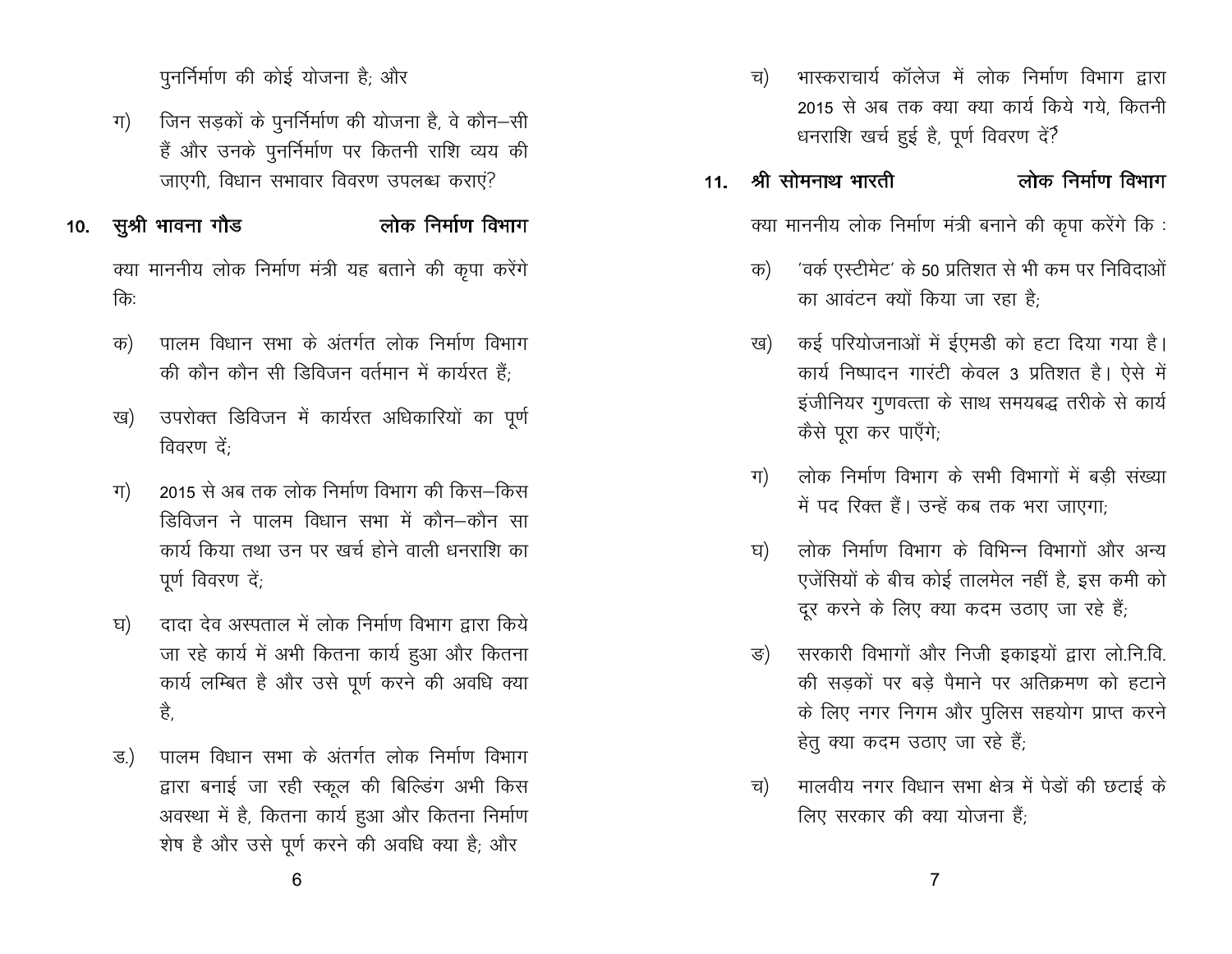पुनर्निर्माण की कोई योजना है; और

ग) जिन सड़कों के पुनर्निर्माण की योजना है, वे कौन–सी हैं और उनके पुनर्निर्माण पर कितनी राशि व्यय की जाएगी, विधान सभावार विवरण उपलब्ध कराएं?

**10. सुश्री भावना गौड — लोक निर्माण विभाग**

क्या माननीय लोक निर्माण मंत्री यह बताने की कृपा करेंगे कि:

क) पालम विधान सभा के अंतर्गत लोक निर्माण विभाग की कौन कौन सी डिविजन वर्तमान में कार्यरत हैं;

ख) उपरोक्त डिविजन में कार्यरत अधिकारियों का पूर्ण विवरण दें;

ग) 2015 से अब तक लोक निर्माण विभाग की किस–किस डिविजन ने पालम विधान सभा में कौन–कौन सा कार्य किया तथा उन पर खर्च होने वाली धनराशि का पूर्ण विवरण दें;

घ) दादा देव अस्पताल में लोक निर्माण विभाग द्वारा किये जा रहे कार्य में अभी कितना कार्य हुआ और कितना कार्य लम्बित है और उसे पूर्ण करने की अवधि क्या है,

ड.) पालम विधान सभा के अंतर्गत लोक निर्माण विभाग द्वारा बनाई जा रही स्कूल की बिल्डिंग अभी किस अवस्था में है, कितना कार्य हुआ और कितना निर्माण शेष है और उसे पूर्ण करने की अवधि क्या है; और

च) भास्कराचार्य कॉलेज में लोक निर्माण विभाग द्वारा 2015 से अब तक क्या क्या कार्य किये गये, कितनी धनराशि खर्च हुई है, पूर्ण विवरण दें?

**11. श्री सोमनाथ भारती — लोक निर्माण विभाग**

क्या माननीय लोक निर्माण मंत्री बनाने की कृपा करेंगे कि :

क) 'वर्क एस्टीमेट' के 50 प्रतिशत से भी कम पर निविदाओं का आवंटन क्यों किया जा रहा है;

ख) कई परियोजनाओं में ईएमडी को हटा दिया गया है। कार्य निष्पादन गारंटी केवल 3 प्रतिशत है। ऐसे में इंजीनियर गुणवत्ता के साथ समयबद्ध तरीके से कार्य कैसे पूरा कर पाएँगे;

ग) लोक निर्माण विभाग के सभी विभागों में बड़ी संख्या में पद रिक्त हैं। उन्हें कब तक भरा जाएगा;

घ) लोक निर्माण विभाग के विभिन्न विभागों और अन्य एजेंसियों के बीच कोई तालमेल नहीं है, इस कमी को दूर करने के लिए क्या कदम उठाए जा रहे हैं;

ङ) सरकारी विभागों और निजी इकाइयों द्वारा लो.नि.वि. की सड़कों पर बड़े पैमाने पर अतिक्रमण को हटाने के लिए नगर निगम और पुलिस सहयोग प्राप्त करने हेतु क्या कदम उठाए जा रहे हैं;

च) मालवीय नगर विधान सभा क्षेत्र में पेडों की छटाई के लिए सरकार की क्या योजना हैं;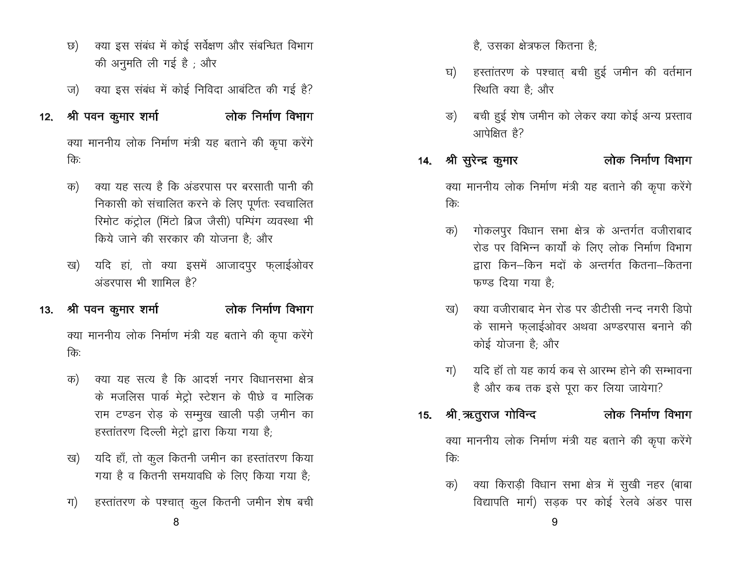छ) क्या इस संबंध में कोई सर्वेक्षण और संबन्धित विभाग की अनुमति ली गई है ; और

ज) क्या इस संबंध में कोई निविदा आबंटित की गई है?

**12. श्री पवन कुमार शर्मा — लोक निर्माण विभाग**

क्या माननीय लोक निर्माण मंत्री यह बताने की कृपा करेंगे कि:

क) क्या यह सत्य है कि अंडरपास पर बरसाती पानी की निकासी को संचालित करने के लिए पूर्णतः स्वचालित रिमोट कंट्रोल (मिंटो ब्रिज जैसी) पम्पिंग व्यवस्था भी किये जाने की सरकार की योजना है; और

ख) यदि हां, तो क्या इसमें आजादपुर फ्लाईओवर अंडरपास भी शामिल है?

**13. श्री पवन कुमार शर्मा — लोक निर्माण विभाग**

क्या माननीय लोक निर्माण मंत्री यह बताने की कृपा करेंगे कि:

क) क्या यह सत्य है कि आदर्श नगर विधानसभा क्षेत्र के मजलिस पार्क मेट्रो स्टेशन के पीछे व मालिक राम टण्डन रोड़ के सम्मुख खाली पड़ी ज़मीन का हस्तांतरण दिल्ली मेट्रो द्वारा किया गया है;

ख) यदि हाँ, तो कुल कितनी जमीन का हस्तांतरण किया गया है व कितनी समयावधि के लिए किया गया है;

ग) हस्तांतरण के पश्चात् कुल कितनी जमीन शेष बची है, उसका क्षेत्रफल कितना है;

घ) हस्तांतरण के पश्चात् बची हुई जमीन की वर्तमान स्थिति क्या है; और

ङ) बची हुई शेष जमीन को लेकर क्या कोई अन्य प्रस्ताव आपेक्षित है?

**14. श्री सुरेन्द्र कुमार — लोक निर्माण विभाग**

क्या माननीय लोक निर्माण मंत्री यह बताने की कृपा करेंगे कि:

क) गोकलपुर विधान सभा क्षेत्र के अन्तर्गत वजीराबाद रोड पर विभिन्न कार्यों के लिए लोक निर्माण विभाग द्वारा किन–किन मदों के अन्तर्गत कितना–कितना फण्ड दिया गया है;

ख) क्या वजीराबाद मेन रोड पर डीटीसी नन्द नगरी डिपो के सामने फ्लाईओवर अथवा अण्डरपास बनाने की कोई योजना है; और

ग) यदि हॉ तो यह कार्य कब से आरम्भ होने की सम्भावना है और कब तक इसे पूरा कर लिया जायेगा?

**15. श्री ऋतुराज गोविन्द — लोक निर्माण विभाग**

क्या माननीय लोक निर्माण मंत्री यह बताने की कृपा करेंगे कि:

क) क्या किराड़ी विधान सभा क्षेत्र में सुखी नहर (बाबा विद्यापति मार्ग) सड़क पर कोई रेलवे अंडर पास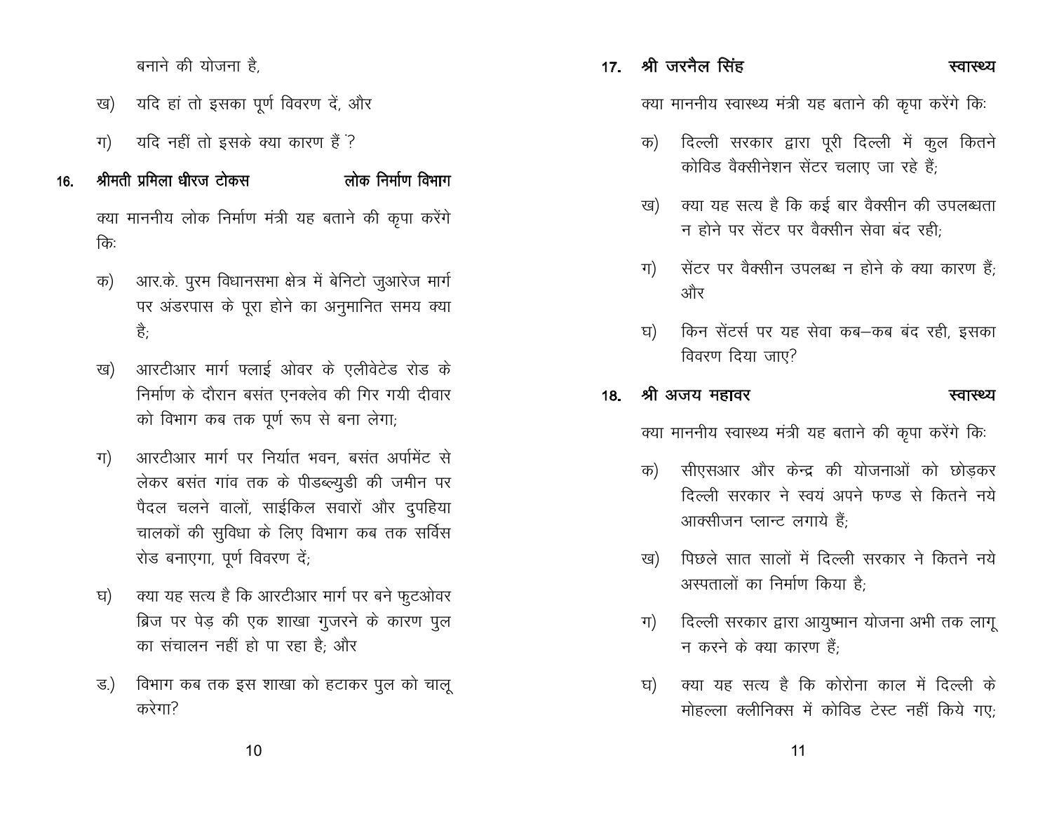बनाने की योजना है,

ख) यदि हां तो इसका पूर्ण विवरण दें, और

ग) यदि नहीं तो इसके क्या कारण हैं ?

**16. श्रीमती प्रमिला धीरज टोकस — लोक निर्माण विभाग**

क्या माननीय लोक निर्माण मंत्री यह बताने की कृपा करेंगे किः

क) आर.के. पुरम विधानसभा क्षेत्र में बेनिटो जुआरेज मार्ग पर अंडरपास के पूरा होने का अनुमानित समय क्या है;

ख) आरटीआर मार्ग फ्लाई ओवर के एलीवेटेड रोड के निर्माण के दौरान बसंत एनक्लेव की गिर गयी दीवार को विभाग कब तक पूर्ण रूप से बना लेगा;

ग) आरटीआर मार्ग पर निर्यात भवन, बसंत अर्पामेंट से लेकर बसंत गांव तक के पीडब्ल्युडी की जमीन पर पैदल चलने वालों, साईकिल सवारों और दुपहिया चालकों की सुविधा के लिए विभाग कब तक सर्विस रोड बनाएगा, पूर्ण विवरण दें;

घ) क्या यह सत्य है कि आरटीआर मार्ग पर बने फुटओवर ब्रिज पर पेड़ की एक शाखा गुजरने के कारण पुल का संचालन नहीं हो पा रहा है; और

ड.) विभाग कब तक इस शाखा को हटाकर पुल को चालू करेगा?

**17. श्री जरनैल सिंह — स्वास्थ्य**

क्या माननीय स्वास्थ्य मंत्री यह बताने की कृपा करेंगे किः

क) दिल्ली सरकार द्वारा पूरी दिल्ली में कुल कितने कोविड वैक्सीनेशन सेंटर चलाए जा रहे हैं;

ख) क्या यह सत्य है कि कई बार वैक्सीन की उपलब्धता न होने पर सेंटर पर वैक्सीन सेवा बंद रही;

ग) सेंटर पर वैक्सीन उपलब्ध न होने के क्या कारण हैं; और

घ) किन सेंटर्स पर यह सेवा कब–कब बंद रही, इसका विवरण दिया जाए?

**18. श्री अजय महावर — स्वास्थ्य**

क्या माननीय स्वास्थ्य मंत्री यह बताने की कृपा करेंगे किः

क) सीएसआर और केन्द्र की योजनाओं को छोड़कर दिल्ली सरकार ने स्वयं अपने फण्ड से कितने नये आक्सीजन प्लान्ट लगाये हैं;

ख) पिछले सात सालों में दिल्ली सरकार ने कितने नये अस्पतालों का निर्माण किया है;

ग) दिल्ली सरकार द्वारा आयुष्मान योजना अभी तक लागू न करने के क्या कारण हैं;

घ) क्या यह सत्य है कि कोरोना काल में दिल्ली के मोहल्ला क्लीनिक्स में कोविड टेस्ट नहीं किये गए;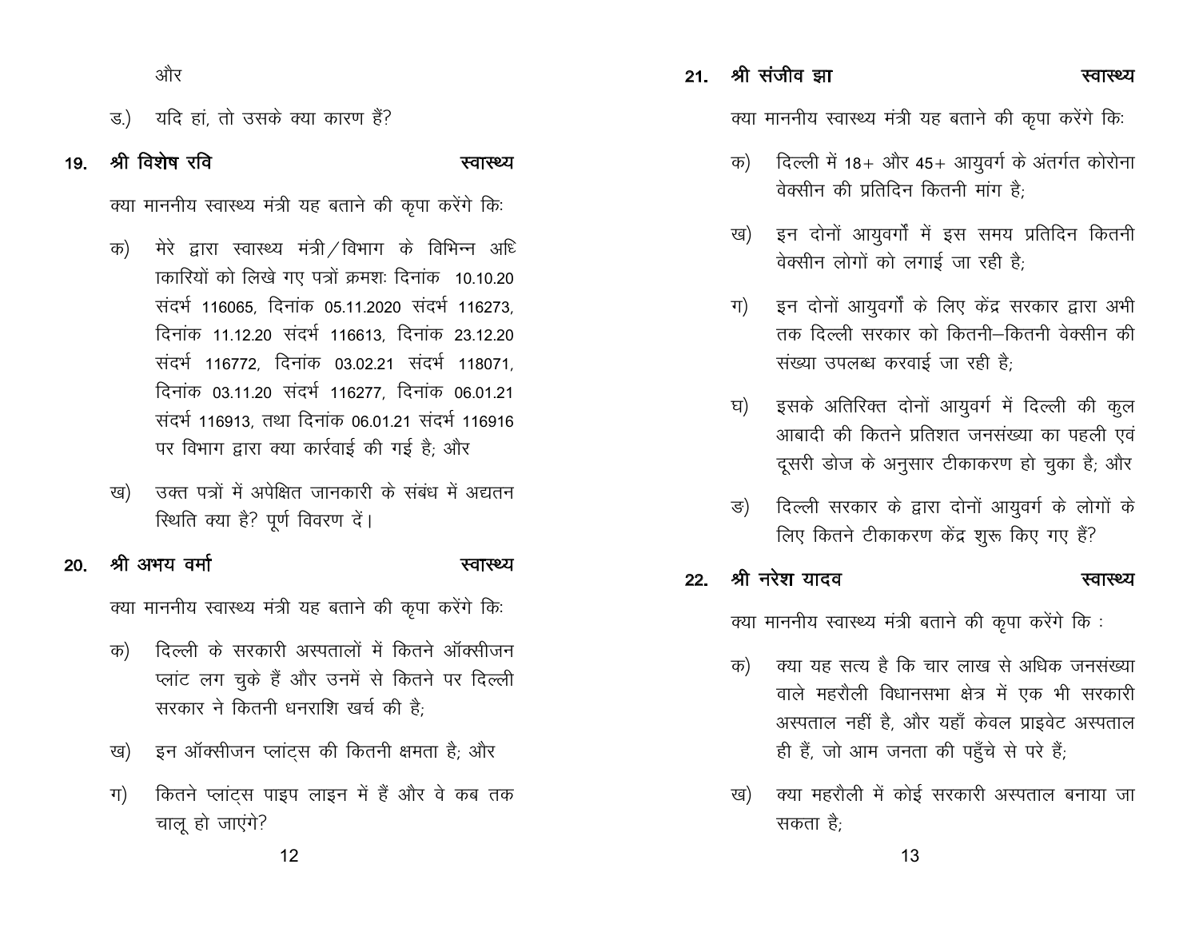और

ङ.) यदि हां, तो उसके क्या कारण हैं?

**19. श्री विशेष रवि** **स्वास्थ्य**

क्या माननीय स्वास्थ्य मंत्री यह बताने की कृपा करेंगे किः

क) मेरे द्वारा स्वास्थ्य मंत्री/विभाग के विभिन्न अधिकारियों को लिखे गए पत्रों क्रमशः दिनांक 10.10.20 संदर्भ 116065, दिनांक 05.11.2020 संदर्भ 116273, दिनांक 11.12.20 संदर्भ 116613, दिनांक 23.12.20 संदर्भ 116772, दिनांक 03.02.21 संदर्भ 118071, दिनांक 03.11.20 संदर्भ 116277, दिनांक 06.01.21 संदर्भ 116913, तथा दिनांक 06.01.21 संदर्भ 116916 पर विभाग द्वारा क्या कार्रवाई की गई है; और

ख) उक्त पत्रों में अपेक्षित जानकारी के संबंध में अद्यतन स्थिति क्या है? पूर्ण विवरण दें।

**20. श्री अभय वर्मा** **स्वास्थ्य**

क्या माननीय स्वास्थ्य मंत्री यह बताने की कृपा करेंगे किः

क) दिल्ली के सरकारी अस्पतालों में कितने ऑक्सीजन प्लांट लग चुके हैं और उनमें से कितने पर दिल्ली सरकार ने कितनी धनराशि खर्च की है;

ख) इन ऑक्सीजन प्लांट्स की कितनी क्षमता है; और

ग) कितने प्लांट्स पाइप लाइन में हैं और वे कब तक चालू हो जाएंगे?

**21. श्री संजीव झा** **स्वास्थ्य**

क्या माननीय स्वास्थ्य मंत्री यह बताने की कृपा करेंगे किः

क) दिल्ली में 18+ और 45+ आयुवर्ग के अंतर्गत कोरोना वेक्सीन की प्रतिदिन कितनी मांग है;

ख) इन दोनों आयुवर्गों में इस समय प्रतिदिन कितनी वेक्सीन लोगों को लगाई जा रही है;

ग) इन दोनों आयुवर्गों के लिए केंद्र सरकार द्वारा अभी तक दिल्ली सरकार को कितनी–कितनी वेक्सीन की संख्या उपलब्ध करवाई जा रही है;

घ) इसके अतिरिक्त दोनों आयुवर्ग में दिल्ली की कुल आबादी की कितने प्रतिशत जनसंख्या का पहली एवं दूसरी डोज के अनुसार टीकाकरण हो चुका है; और

ङ) दिल्ली सरकार के द्वारा दोनों आयुवर्ग के लोगों के लिए कितने टीकाकरण केंद्र शुरू किए गए हैं?

**22. श्री नरेश यादव** **स्वास्थ्य**

क्या माननीय स्वास्थ्य मंत्री बताने की कृपा करेंगे कि :

क) क्या यह सत्य है कि चार लाख से अधिक जनसंख्या वाले महरौली विधानसभा क्षेत्र में एक भी सरकारी अस्पताल नहीं है, और यहाँ केवल प्राइवेट अस्पताल ही हैं, जो आम जनता की पहुँचे से परे हैं;

ख) क्या महरौली में कोई सरकारी अस्पताल बनाया जा सकता है;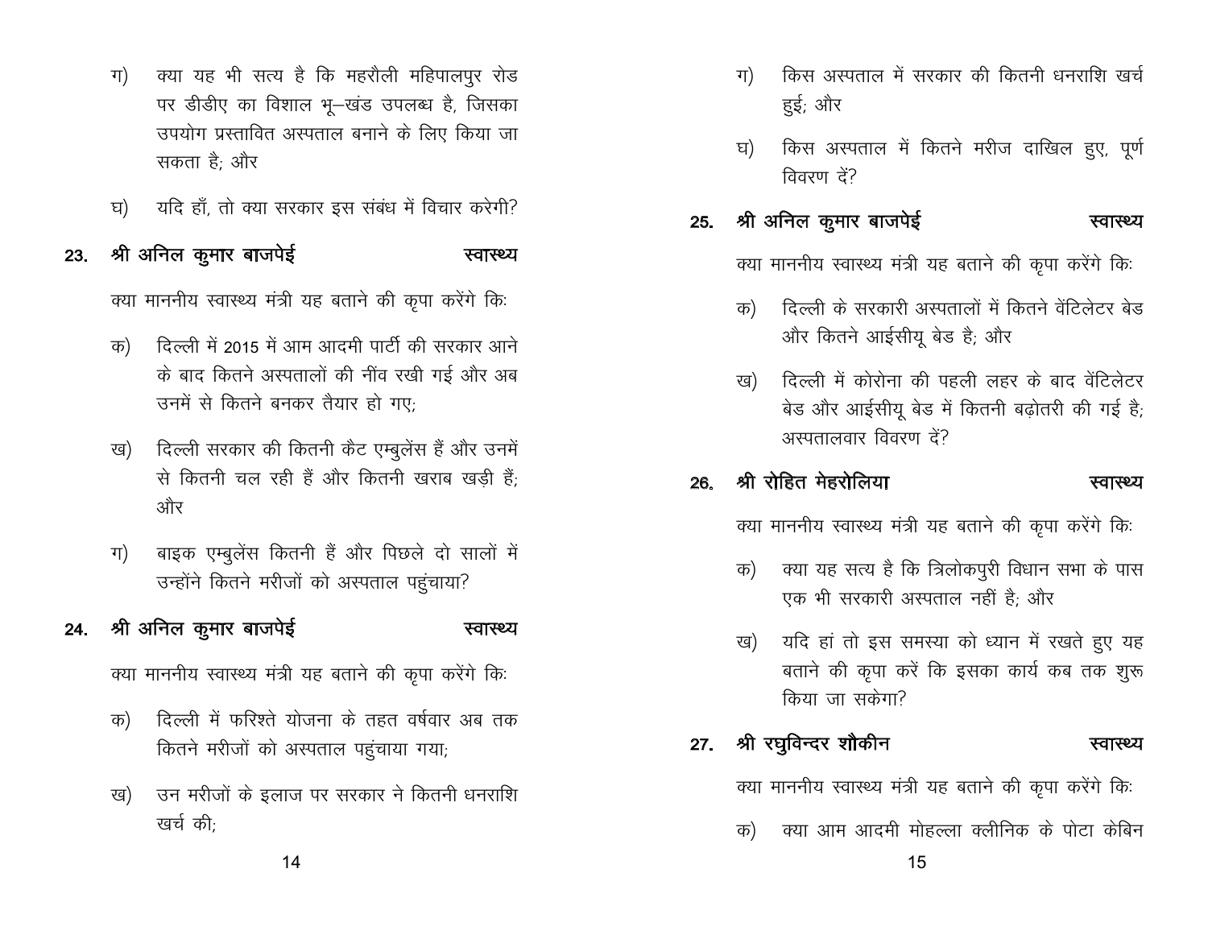ग) क्या यह भी सत्य है कि महरौली महिपालपुर रोड पर डीडीए का विशाल भू–खंड उपलब्ध है, जिसका उपयोग प्रस्तावित अस्पताल बनाने के लिए किया जा सकता है; और

घ) यदि हाँ, तो क्या सरकार इस संबंध में विचार करेगी?

**23. श्री अनिल कुमार बाजपेई** **स्वास्थ्य**

क्या माननीय स्वास्थ्य मंत्री यह बताने की कृपा करेंगे किः

क) दिल्ली में 2015 में आम आदमी पार्टी की सरकार आने के बाद कितने अस्पतालों की नींव रखी गई और अब उनमें से कितने बनकर तैयार हो गए;

ख) दिल्ली सरकार की कितनी कैट एम्बुलेंस हैं और उनमें से कितनी चल रही हैं और कितनी खराब खड़ी हैं; और

ग) बाइक एम्बुलेंस कितनी हैं और पिछले दो सालों में उन्होंने कितने मरीजों को अस्पताल पहुंचाया?

**24. श्री अनिल कुमार बाजपेई** **स्वास्थ्य**

क्या माननीय स्वास्थ्य मंत्री यह बताने की कृपा करेंगे किः

क) दिल्ली में फरिश्ते योजना के तहत वर्षवार अब तक कितने मरीजों को अस्पताल पहुंचाया गया;

ख) उन मरीजों के इलाज पर सरकार ने कितनी धनराशि खर्च की;

ग) किस अस्पताल में सरकार की कितनी धनराशि खर्च हुई; और

घ) किस अस्पताल में कितने मरीज दाखिल हुए, पूर्ण विवरण दें?

**25. श्री अनिल कुमार बाजपेई** **स्वास्थ्य**

क्या माननीय स्वास्थ्य मंत्री यह बताने की कृपा करेंगे किः

क) दिल्ली के सरकारी अस्पतालों में कितने वेंटिलेटर बेड और कितने आईसीयू बेड है; और

ख) दिल्ली में कोरोना की पहली लहर के बाद वेंटिलेटर बेड और आईसीयू बेड में कितनी बढ़ोतरी की गई है; अस्पतालवार विवरण दें?

**26. श्री रोहित मेहरोलिया** **स्वास्थ्य**

क्या माननीय स्वास्थ्य मंत्री यह बताने की कृपा करेंगे किः

क) क्या यह सत्य है कि त्रिलोकपुरी विधान सभा के पास एक भी सरकारी अस्पताल नहीं है; और

ख) यदि हां तो इस समस्या को ध्यान में रखते हुए यह बताने की कृपा करें कि इसका कार्य कब तक शुरू किया जा सकेगा?

**27. श्री रघुविन्दर शौकीन** **स्वास्थ्य**

क्या माननीय स्वास्थ्य मंत्री यह बताने की कृपा करेंगे किः

क) क्या आम आदमी मोहल्ला क्लीनिक के पोटा केबिन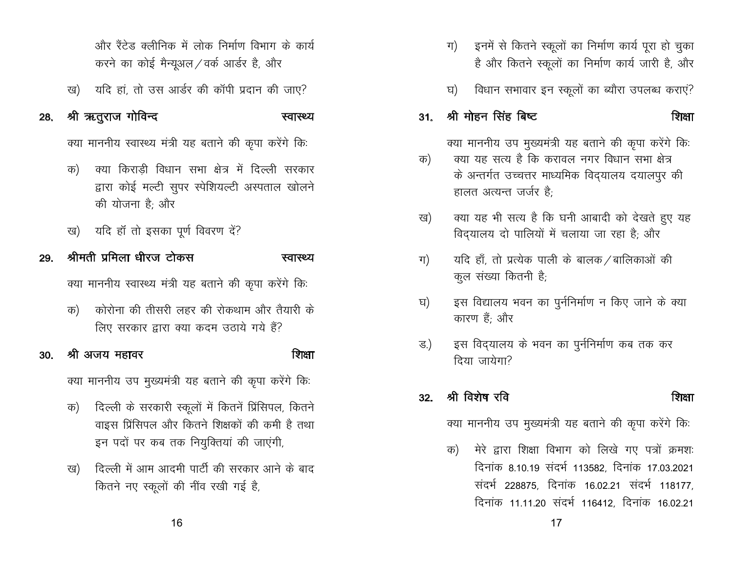और रैंटेड क्लीनिक में लोक निर्माण विभाग के कार्य करने का कोई मैन्यूअल/वर्क आर्डर है, और

ख) यदि हां, तो उस आर्डर की कॉपी प्रदान की जाए?

**28. श्री ऋतुराज गोविन्द** — **स्वास्थ्य**

क्या माननीय स्वास्थ्य मंत्री यह बताने की कृपा करेंगे किः

क) क्या किराड़ी विधान सभा क्षेत्र में दिल्ली सरकार द्वारा कोई मल्टी सुपर स्पेशियल्टी अस्पताल खोलने की योजना है; और

ख) यदि हॉ तो इसका पूर्ण विवरण दें?

**29. श्रीमती प्रमिला धीरज टोकस** — **स्वास्थ्य**

क्या माननीय स्वास्थ्य मंत्री यह बताने की कृपा करेंगे किः

क) कोरोना की तीसरी लहर की रोकथाम और तैयारी के लिए सरकार द्वारा क्या कदम उठाये गये हैं?

**30. श्री अजय महावर** — **शिक्षा**

क्या माननीय उप मुख्यमंत्री यह बताने की कृपा करेंगे किः

क) दिल्ली के सरकारी स्कूलों में कितनें प्रिंसिपल, कितने वाइस प्रिंसिपल और कितने शिक्षकों की कमी है तथा इन पदों पर कब तक नियुक्तियां की जाएंगी,

ख) दिल्ली में आम आदमी पार्टी की सरकार आने के बाद कितने नए स्कूलों की नींव रखी गई है,

ग) इनमें से कितने स्कूलों का निर्माण कार्य पूरा हो चुका है और कितने स्कूलों का निर्माण कार्य जारी है, और

घ) विधान सभावार इन स्कूलों का ब्यौरा उपलब्ध कराएं?

**31. श्री मोहन सिंह बिष्ट** — **शिक्षा**

क्या माननीय उप मुख्यमंत्री यह बताने की कृपा करेंगे किः

क) क्या यह सत्य है कि करावल नगर विधान सभा क्षेत्र के अन्तर्गत उच्चत्तर माध्यमिक विद्यालय दयालपुर की हालत अत्यन्त जर्जर है;

ख) क्या यह भी सत्य है कि घनी आबादी को देखते हुए यह विद्यालय दो पालियों में चलाया जा रहा है; और

ग) यदि हाँ, तो प्रत्येक पाली के बालक/बालिकाओं की कुल संख्या कितनी है;

घ) इस विद्यालय भवन का पुर्ननिर्माण न किए जाने के क्या कारण हैं; और

ड.) इस विद्यालय के भवन का पुर्ननिर्माण कब तक कर दिया जायेगा?

**32. श्री विशेष रवि** — **शिक्षा**

क्या माननीय उप मुख्यमंत्री यह बताने की कृपा करेंगे किः

क) मेरे द्वारा शिक्षा विभाग को लिखे गए पत्रों क्रमशः दिनांक 8.10.19 संदर्भ 113582, दिनांक 17.03.2021 संदर्भ 228875, दिनांक 16.02.21 संदर्भ 118177, दिनांक 11.11.20 संदर्भ 116412, दिनांक 16.02.21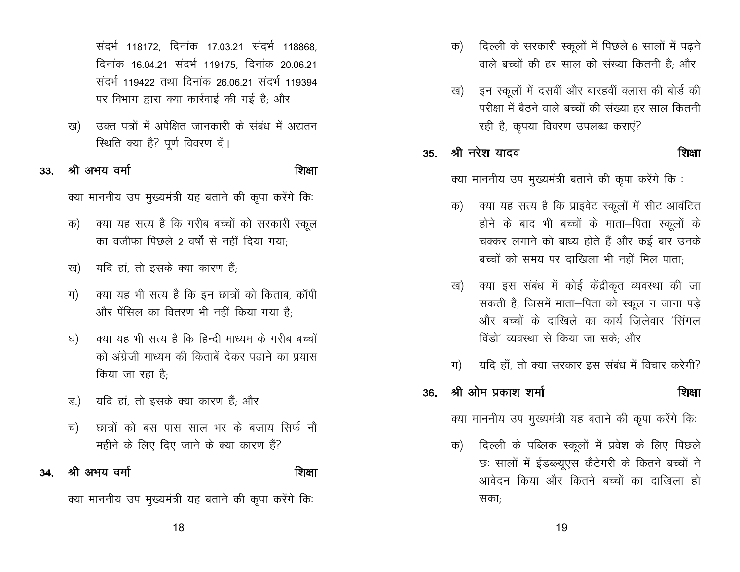संदर्भ 118172, दिनांक 17.03.21 संदर्भ 118868, दिनांक 16.04.21 संदर्भ 119175, दिनांक 20.06.21 संदर्भ 119422 तथा दिनांक 26.06.21 संदर्भ 119394 पर विभाग द्वारा क्या कार्रवाई की गई है; और

ख) उक्त पत्रों में अपेक्षित जानकारी के संबंध में अद्यतन स्थिति क्या है? पूर्ण विवरण दें।

**33. श्री अभय वर्मा** **शिक्षा**

क्या माननीय उप मुख्यमंत्री यह बताने की कृपा करेंगे किः

क) क्या यह सत्य है कि गरीब बच्चों को सरकारी स्कूल का वजीफा पिछले 2 वर्षों से नहीं दिया गया;

ख) यदि हां, तो इसके क्या कारण हैं;

ग) क्या यह भी सत्य है कि इन छात्रों को किताब, कॉपी और पेंसिल का वितरण भी नहीं किया गया है;

घ) क्या यह भी सत्य है कि हिन्दी माध्यम के गरीब बच्चों को अंग्रेजी माध्यम की किताबें देकर पढ़ाने का प्रयास किया जा रहा है;

ड.) यदि हां, तो इसके क्या कारण हैं; और

च) छात्रों को बस पास साल भर के बजाय सिर्फ नौ महीने के लिए दिए जाने के क्या कारण हैं?

**34. श्री अभय वर्मा** **शिक्षा**

क्या माननीय उप मुख्यमंत्री यह बताने की कृपा करेंगे किः

क) दिल्ली के सरकारी स्कूलों में पिछले 6 सालों में पढ़ने वाले बच्चों की हर साल की संख्या कितनी है; और

ख) इन स्कूलों में दसवीं और बारहवीं क्लास की बोर्ड की परीक्षा में बैठने वाले बच्चों की संख्या हर साल कितनी रही है, कृपया विवरण उपलब्ध कराएं?

**35. श्री नरेश यादव** **शिक्षा**

क्या माननीय उप मुख्यमंत्री बताने की कृपा करेंगे कि :

क) क्या यह सत्य है कि प्राइवेट स्कूलों में सीट आवंटित होने के बाद भी बच्चों के माता–पिता स्कूलों के चक्कर लगाने को बाध्य होते हैं और कई बार उनके बच्चों को समय पर दाखिला भी नहीं मिल पाता;

ख) क्या इस संबंध में कोई केंद्रीकृत व्यवस्था की जा सकती है, जिसमें माता–पिता को स्कूल न जाना पड़े और बच्चों के दाखिले का कार्य ज़िलेवार 'सिंगल विंडो' व्यवस्था से किया जा सके; और

ग) यदि हाँ, तो क्या सरकार इस संबंध में विचार करेगी?

**36. श्री ओम प्रकाश शर्मा** **शिक्षा**

क्या माननीय उप मुख्यमंत्री यह बताने की कृपा करेंगे किः

क) दिल्ली के पब्लिक स्कूलों में प्रवेश के लिए पिछले छः सालों में ईडब्ल्यूएस कैटेगरी के कितने बच्चों ने आवेदन किया और कितने बच्चों का दाखिला हो सका;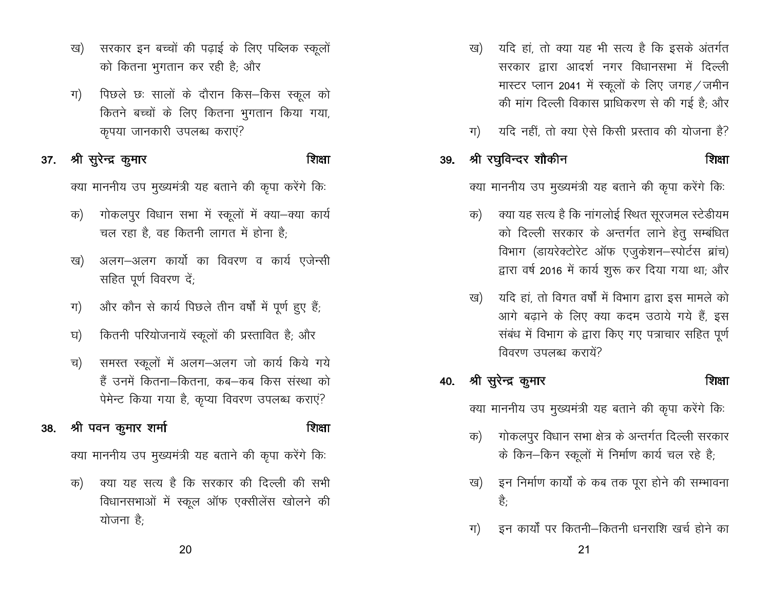ख) सरकार इन बच्चों की पढ़ाई के लिए पब्लिक स्कूलों को कितना भुगतान कर रही है; और

ग) पिछले छः सालों के दौरान किस–किस स्कूल को कितने बच्चों के लिए कितना भुगतान किया गया, कृपया जानकारी उपलब्ध कराएं?

**37. श्री सुरेन्द्र कुमार** — **शिक्षा**

क्या माननीय उप मुख्यमंत्री यह बताने की कृपा करेंगे किः

क) गोकलपुर विधान सभा में स्कूलों में क्या–क्या कार्य चल रहा है, वह कितनी लागत में होना है;

ख) अलग–अलग कार्यो का विवरण व कार्य एजेन्सी सहित पूर्ण विवरण दें;

ग) और कौन से कार्य पिछले तीन वर्षों में पूर्ण हुए हैं;

घ) कितनी परियोजनायें स्कूलों की प्रस्तावित है; और

च) समस्त स्कूलों में अलग–अलग जो कार्य किये गये हैं उनमें कितना–कितना, कब–कब किस संस्था को पेमेन्ट किया गया है, कृप्या विवरण उपलब्ध कराएं?

**38. श्री पवन कुमार शर्मा** — **शिक्षा**

क्या माननीय उप मुख्यमंत्री यह बताने की कृपा करेंगे किः

क) क्या यह सत्य है कि सरकार की दिल्ली की सभी विधानसभाओं में स्कूल ऑफ एक्सीलेंस खोलने की योजना है;

ख) यदि हां, तो क्या यह भी सत्य है कि इसके अंतर्गत सरकार द्वारा आदर्श नगर विधानसभा में दिल्ली मास्टर प्लान 2041 में स्कूलों के लिए जगह/जमीन की मांग दिल्ली विकास प्राधिकरण से की गई है; और

ग) यदि नहीं, तो क्या ऐसे किसी प्रस्ताव की योजना है?

**39. श्री रघुविन्दर शौकीन** — **शिक्षा**

क्या माननीय उप मुख्यमंत्री यह बताने की कृपा करेंगे किः

क) क्या यह सत्य है कि नांगलोई स्थित सूरजमल स्टेडीयम को दिल्ली सरकार के अन्तर्गत लाने हेतु सम्बंधित विभाग (डायरेक्टोरेट ऑफ एजुकेशन–स्पोर्टस ब्रांच) द्वारा वर्ष 2016 में कार्य शुरू कर दिया गया था; और

ख) यदि हां, तो विगत वर्षों में विभाग द्वारा इस मामले को आगे बढ़ाने के लिए क्या कदम उठाये गये हैं, इस संबंध में विभाग के द्वारा किए गए पत्राचार सहित पूर्ण विवरण उपलब्ध करायें?

**40. श्री सुरेन्द्र कुमार** — **शिक्षा**

क्या माननीय उप मुख्यमंत्री यह बताने की कृपा करेंगे किः

क) गोकलपुर विधान सभा क्षेत्र के अन्तर्गत दिल्ली सरकार के किन–किन स्कूलों में निर्माण कार्य चल रहे है;

ख) इन निर्माण कार्यों के कब तक पूरा होने की सम्भावना है;

ग) इन कार्यों पर कितनी–कितनी धनराशि खर्च होने का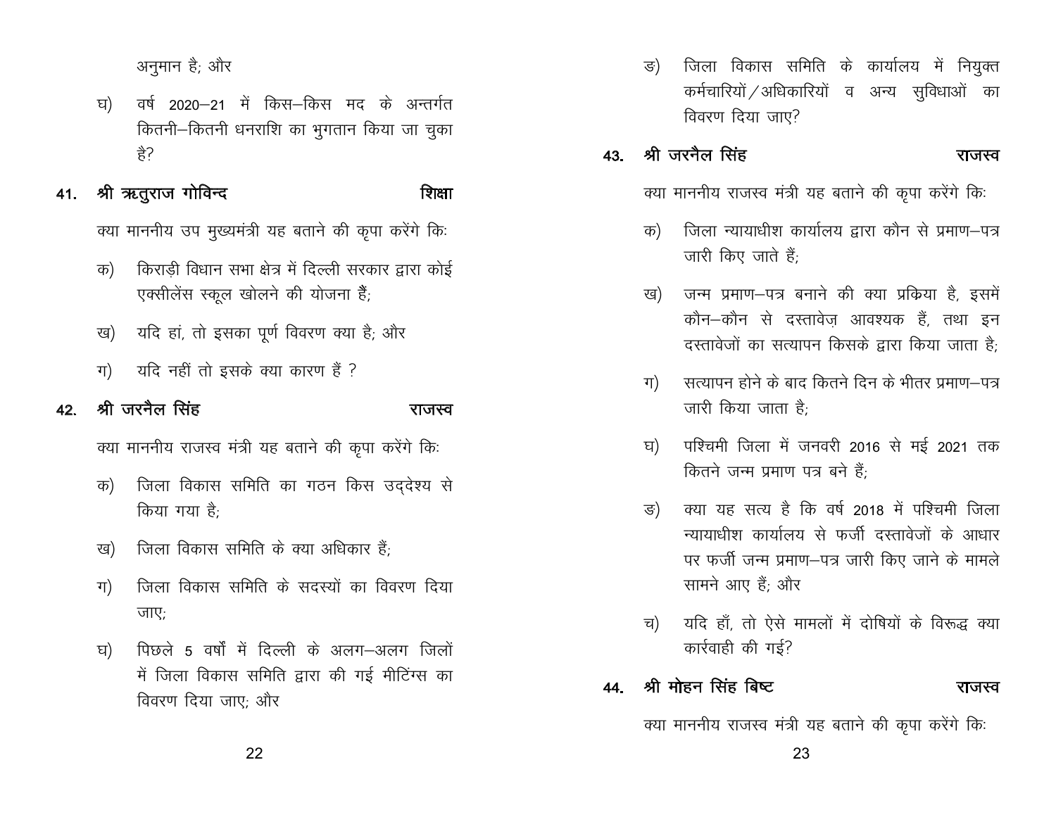अनुमान है; और

घ) वर्ष 2020–21 में किस–किस मद के अन्तर्गत कितनी–कितनी धनराशि का भुगतान किया जा चुका है?

**41. श्री ऋतुराज गोविन्द** **शिक्षा**

क्या माननीय उप मुख्यमंत्री यह बताने की कृपा करेंगे किः

क) किराड़ी विधान सभा क्षेत्र में दिल्ली सरकार द्वारा कोई एक्सीलेंस स्कूल खोलने की योजना हैं;

ख) यदि हां, तो इसका पूर्ण विवरण क्या है; और

ग) यदि नहीं तो इसके क्या कारण हैं ?

**42. श्री जरनैल सिंह** **राजस्व**

क्या माननीय राजस्व मंत्री यह बताने की कृपा करेंगे किः

क) जिला विकास समिति का गठन किस उद्देश्य से किया गया है;

ख) जिला विकास समिति के क्या अधिकार हैं;

ग) जिला विकास समिति के सदस्यों का विवरण दिया जाए;

घ) पिछले 5 वर्षों में दिल्ली के अलग–अलग जिलों में जिला विकास समिति द्वारा की गई मीटिंग्स का विवरण दिया जाए; और

ङ) जिला विकास समिति के कार्यालय में नियुक्त कर्मचारियों/अधिकारियों व अन्य सुविधाओं का विवरण दिया जाए?

**43. श्री जरनैल सिंह** **राजस्व**

क्या माननीय राजस्व मंत्री यह बताने की कृपा करेंगे किः

क) जिला न्यायाधीश कार्यालय द्वारा कौन से प्रमाण–पत्र जारी किए जाते हैं;

ख) जन्म प्रमाण–पत्र बनाने की क्या प्रक्रिया है, इसमें कौन–कौन से दस्तावेज़ आवश्यक हैं, तथा इन दस्तावेजों का सत्यापन किसके द्वारा किया जाता है;

ग) सत्यापन होने के बाद कितने दिन के भीतर प्रमाण–पत्र जारी किया जाता है;

घ) पश्चिमी जिला में जनवरी 2016 से मई 2021 तक कितने जन्म प्रमाण पत्र बने हैं;

ङ) क्या यह सत्य है कि वर्ष 2018 में पश्चिमी जिला न्यायाधीश कार्यालय से फर्जी दस्तावेजों के आधार पर फर्जी जन्म प्रमाण–पत्र जारी किए जाने के मामले सामने आए हैं; और

च) यदि हाँ, तो ऐसे मामलों में दोषियों के विरूद्ध क्या कार्रवाही की गई?

**44. श्री मोहन सिंह बिष्ट** **राजस्व**

क्या माननीय राजस्व मंत्री यह बताने की कृपा करेंगे किः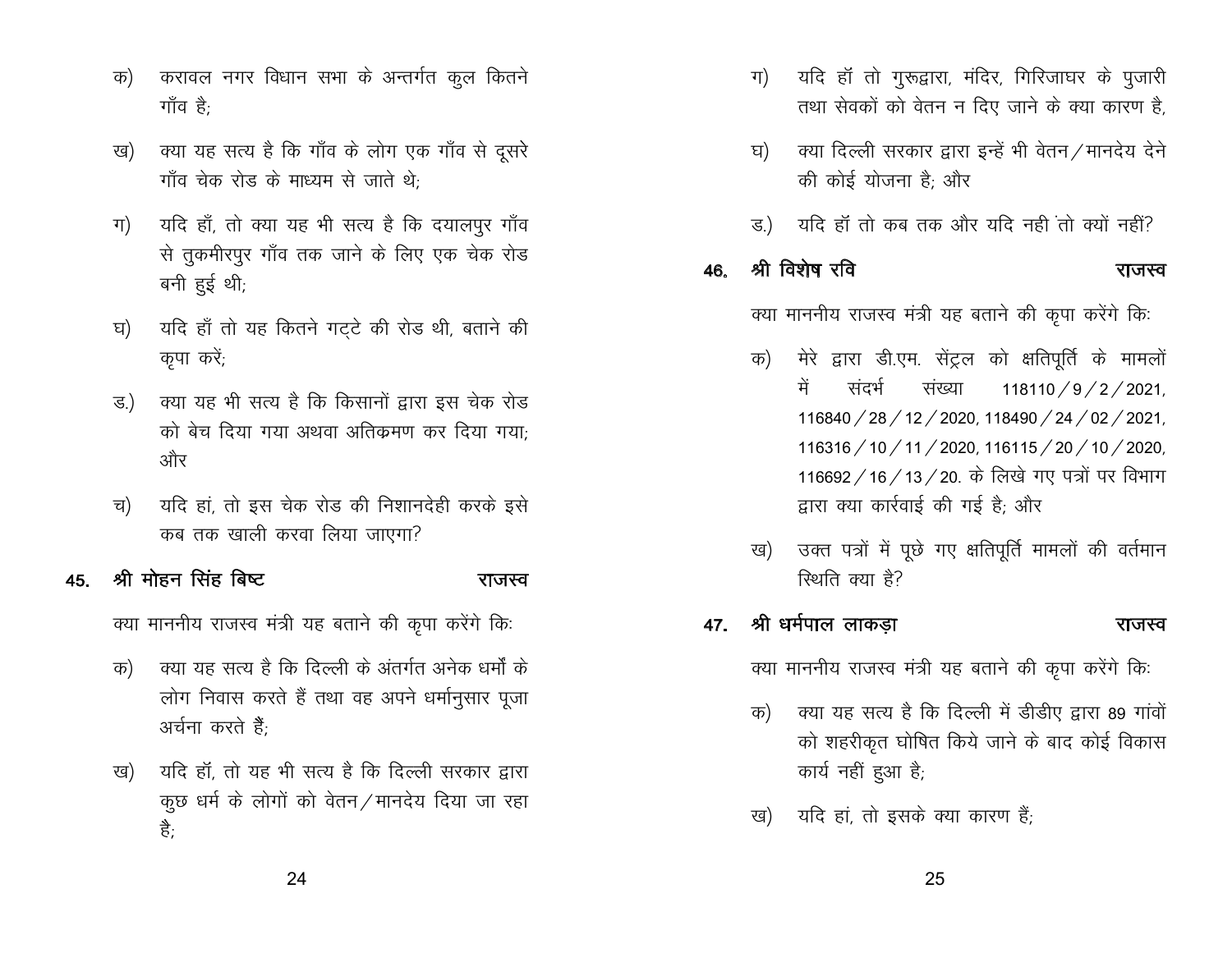क) करावल नगर विधान सभा के अन्तर्गत कुल कितने गाँव है;

ख) क्या यह सत्य है कि गाँव के लोग एक गाँव से दूसरे गाँव चेक रोड के माध्यम से जाते थे;

ग) यदि हाँ, तो क्या यह भी सत्य है कि दयालपुर गाँव से तुकमीरपुर गाँव तक जाने के लिए एक चेक रोड बनी हुई थी;

घ) यदि हाँ तो यह कितने गट्टे की रोड थी, बताने की कृपा करें;

ड.) क्या यह भी सत्य है कि किसानों द्वारा इस चेक रोड को बेच दिया गया अथवा अतिक्रमण कर दिया गया; और

च) यदि हां, तो इस चेक रोड की निशानदेही करके इसे कब तक खाली करवा लिया जाएगा?

**45. श्री मोहन सिंह बिष्ट — राजस्व**

क्या माननीय राजस्व मंत्री यह बताने की कृपा करेंगे किः

क) क्या यह सत्य है कि दिल्ली के अंतर्गत अनेक धर्मों के लोग निवास करते हैं तथा वह अपने धर्मानुसार पूजा अर्चना करते हैं;

ख) यदि हॉ, तो यह भी सत्य है कि दिल्ली सरकार द्वारा कुछ धर्म के लोगों को वेतन/मानदेय दिया जा रहा है;

ग) यदि हॉ तो गुरूद्वारा, मंदिर, गिरिजाघर के पुजारी तथा सेवकों को वेतन न दिए जाने के क्या कारण है,

घ) क्या दिल्ली सरकार द्वारा इन्हें भी वेतन/मानदेय देने की कोई योजना है; और

ड.) यदि हॉ तो कब तक और यदि नही तो क्यों नहीं?

**46. श्री विशेष रवि — राजस्व**

क्या माननीय राजस्व मंत्री यह बताने की कृपा करेंगे किः

क) मेरे द्वारा डी.एम. सेंट्रल को क्षतिपूर्ति के मामलों में संदर्भ संख्या 118110/9/2/2021, 116840/28/12/2020, 118490/24/02/2021, 116316/10/11/2020, 116115/20/10/2020, 116692/16/13/20. के लिखे गए पत्रों पर विभाग द्वारा क्या कार्रवाई की गई है; और

ख) उक्त पत्रों में पूछे गए क्षतिपूर्ति मामलों की वर्तमान स्थिति क्या है?

**47. श्री धर्मपाल लाकड़ा — राजस्व**

क्या माननीय राजस्व मंत्री यह बताने की कृपा करेंगे किः

क) क्या यह सत्य है कि दिल्ली में डीडीए द्वारा 89 गांवों को शहरीकृत घोषित किये जाने के बाद कोई विकास कार्य नहीं हुआ है;

ख) यदि हां, तो इसके क्या कारण हैं;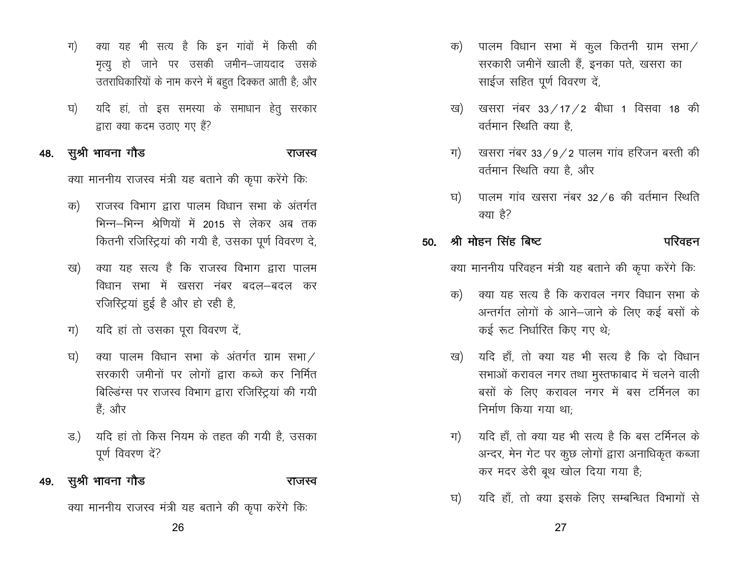ग) क्या यह भी सत्य है कि इन गांवों में किसी की मृत्यु हो जाने पर उसकी जमीन–जायदाद उसके उतराधिकारियों के नाम करने में बहुत दिक्कत आती है; और

घ) यदि हां, तो इस समस्या के समाधान हेतु सरकार द्वारा क्या कदम उठाए गए हैं?

**48. सुश्री भावना गौड राजस्व**

क्या माननीय राजस्व मंत्री यह बताने की कृपा करेंगे कि:

क) राजस्व विभाग द्वारा पालम विधान सभा के अंतर्गत भिन्न–भिन्न श्रेणियों में 2015 से लेकर अब तक कितनी रजिस्ट्रियां की गयी है, उसका पूर्ण विवरण दे,

ख) क्या यह सत्य है कि राजस्व विभाग द्वारा पालम विधान सभा में खसरा नंबर बदल–बदल कर रजिस्ट्रियां हुई है और हो रही है,

ग) यदि हां तो उसका पूरा विवरण दें,

घ) क्या पालम विधान सभा के अंतर्गत ग्राम सभा/सरकारी जमीनों पर लोगों द्वारा कब्जे कर निर्मित बिल्डिंग्स पर राजस्व विभाग द्वारा रजिस्ट्रियां की गयी हैं; और

ड.) यदि हां तो किस नियम के तहत की गयी है, उसका पूर्ण विवरण दें?

**49. सुश्री भावना गौड राजस्व**

क्या माननीय राजस्व मंत्री यह बताने की कृपा करेंगे कि:

क) पालम विधान सभा में कुल कितनी ग्राम सभा/सरकारी जमीनें खाली हैं, इनका पते, खसरा का साईज सहित पूर्ण विवरण दें,

ख) खसरा नंबर 33/17/2 बीधा 1 विसवा 18 की वर्तमान स्थिति क्या है,

ग) खसरा नंबर 33/9/2 पालम गांव हरिजन बस्ती की वर्तमान स्थिति क्या है, और

घ) पालम गांव खसरा नंबर 32/6 की वर्तमान स्थिति क्या है?

**50. श्री मोहन सिंह बिष्ट परिवहन**

क्या माननीय परिवहन मंत्री यह बताने की कृपा करेंगे कि:

क) क्या यह सत्य है कि करावल नगर विधान सभा के अन्तर्गत लोगों के आने–जाने के लिए कई बसों के कई रूट निर्धारित किए गए थे;

ख) यदि हाँ, तो क्या यह भी सत्य है कि दो विधान सभाओं करावल नगर तथा मुस्तफाबाद में चलने वाली बसों के लिए करावल नगर में बस टर्मिनल का निर्माण किया गया था;

ग) यदि हाँ, तो क्या यह भी सत्य है कि बस टर्मिनल के अन्दर, मेन गेट पर कुछ लोगों द्वारा अनाधिकृत कब्जा कर मदर डेरी बूथ खोल दिया गया है;

घ) यदि हाँ, तो क्या इसके लिए सम्बन्धित विभागों से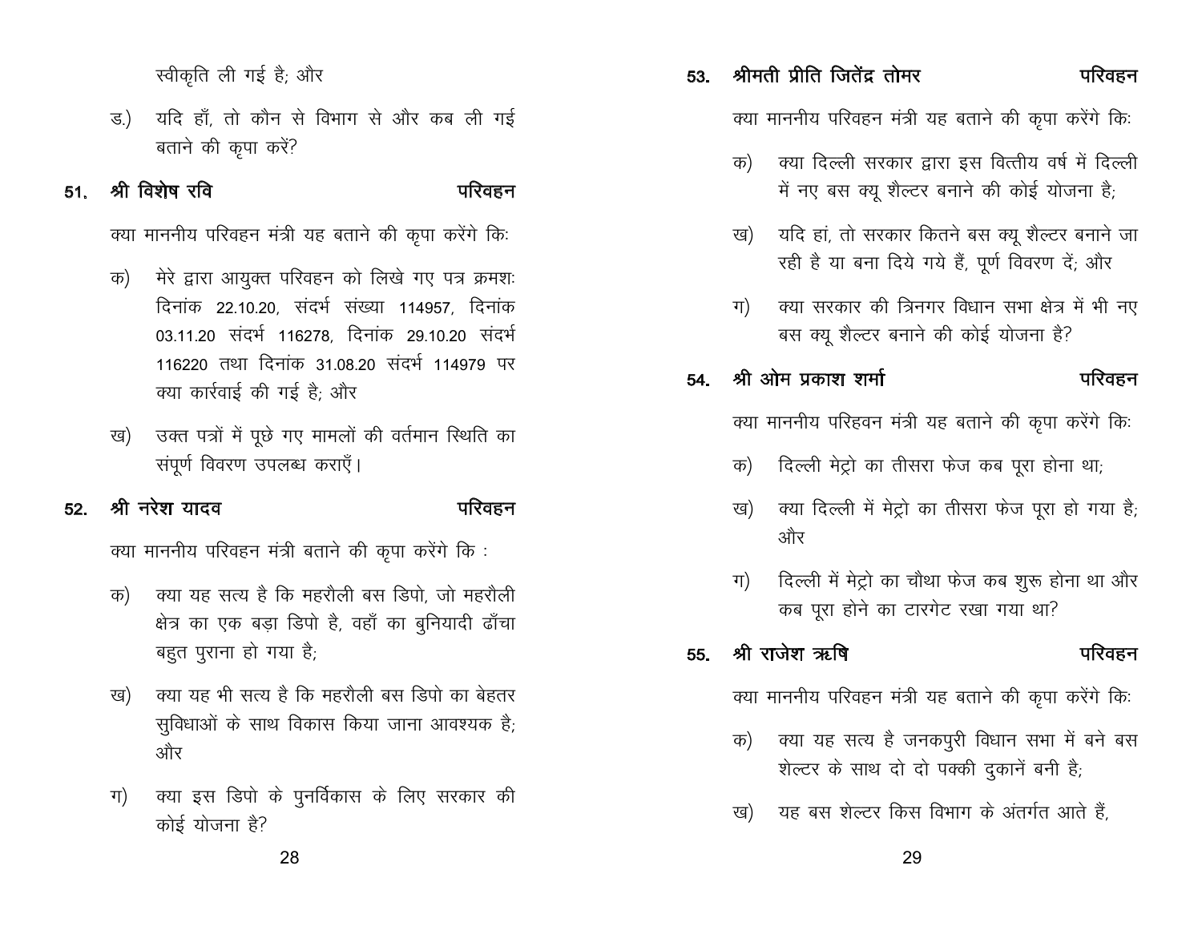स्वीकृति ली गई है; और

ड.) यदि हाँ, तो कौन से विभाग से और कब ली गई बताने की कृपा करें?

**51. श्री विशेष रवि** — **परिवहन**

क्या माननीय परिवहन मंत्री यह बताने की कृपा करेंगे किः

क) मेरे द्वारा आयुक्त परिवहन को लिखे गए पत्र क्रमशः दिनांक 22.10.20, संदर्भ संख्या 114957, दिनांक 03.11.20 संदर्भ 116278, दिनांक 29.10.20 संदर्भ 116220 तथा दिनांक 31.08.20 संदर्भ 114979 पर क्या कार्रवाई की गई है; और

ख) उक्त पत्रों में पूछे गए मामलों की वर्तमान स्थिति का संपूर्ण विवरण उपलब्ध कराएँ।

**52. श्री नरेश यादव** — **परिवहन**

क्या माननीय परिवहन मंत्री बताने की कृपा करेंगे कि :

क) क्या यह सत्य है कि महरौली बस डिपो, जो महरौली क्षेत्र का एक बड़ा डिपो है, वहाँ का बुनियादी ढाँचा बहुत पुराना हो गया है;

ख) क्या यह भी सत्य है कि महरौली बस डिपो का बेहतर सुविधाओं के साथ विकास किया जाना आवश्यक है; और

ग) क्या इस डिपो के पुनर्विकास के लिए सरकार की कोई योजना है?

**53. श्रीमती प्रीति जितेंद्र तोमर** — **परिवहन**

क्या माननीय परिवहन मंत्री यह बताने की कृपा करेंगे किः

क) क्या दिल्ली सरकार द्वारा इस वित्तीय वर्ष में दिल्ली में नए बस क्यू शैल्टर बनाने की कोई योजना है;

ख) यदि हां, तो सरकार कितने बस क्यू शैल्टर बनाने जा रही है या बना दिये गये हैं, पूर्ण विवरण दें; और

ग) क्या सरकार की त्रिनगर विधान सभा क्षेत्र में भी नए बस क्यू शैल्टर बनाने की कोई योजना है?

**54. श्री ओम प्रकाश शर्मा** — **परिवहन**

क्या माननीय परिहवन मंत्री यह बताने की कृपा करेंगे किः

क) दिल्ली मेट्रो का तीसरा फेज कब पूरा होना था;

ख) क्या दिल्ली में मेट्रो का तीसरा फेज पूरा हो गया है; और

ग) दिल्ली में मेट्रो का चौथा फेज कब शुरू होना था और कब पूरा होने का टारगेट रखा गया था?

**55. श्री राजेश ऋषि** — **परिवहन**

क्या माननीय परिवहन मंत्री यह बताने की कृपा करेंगे किः

क) क्या यह सत्य है जनकपुरी विधान सभा में बने बस शेल्टर के साथ दो दो पक्की दुकानें बनी है;

ख) यह बस शेल्टर किस विभाग के अंतर्गत आते हैं,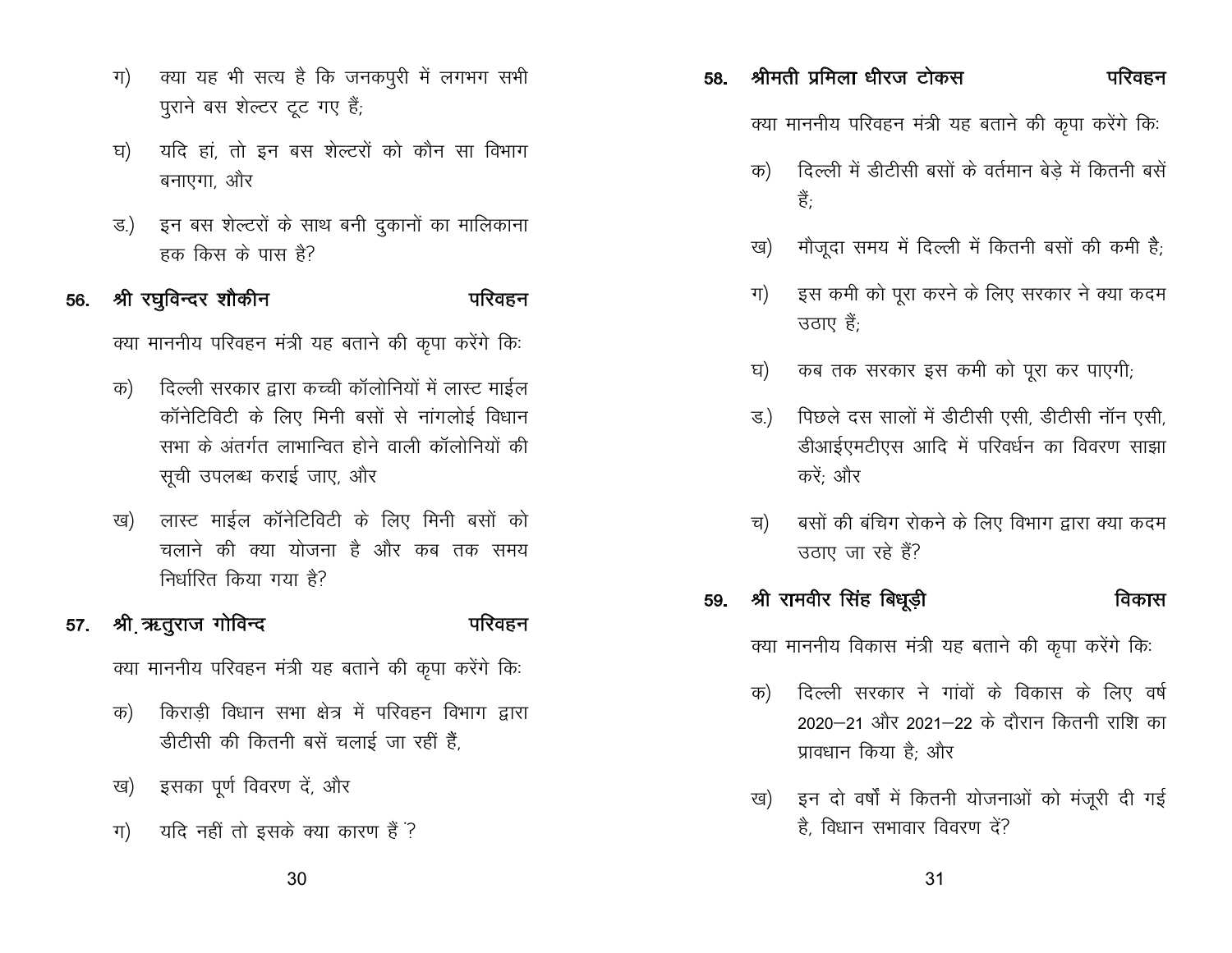ग) क्या यह भी सत्य है कि जनकपुरी में लगभग सभी पुराने बस शेल्टर टूट गए हैं;

घ) यदि हां, तो इन बस शेल्टरों को कौन सा विभाग बनाएगा, और

ड.) इन बस शेल्टरों के साथ बनी दुकानों का मालिकाना हक किस के पास है?

**56. श्री रघुविन्दर शौकीन** **परिवहन**

क्या माननीय परिवहन मंत्री यह बताने की कृपा करेंगे किः

क) दिल्ली सरकार द्वारा कच्ची कॉलोनियों में लास्ट माईल कॉनेटिविटी के लिए मिनी बसों से नांगलोई विधान सभा के अंतर्गत लाभान्वित होने वाली कॉलोनियों की सूची उपलब्ध कराई जाए, और

ख) लास्ट माईल कॉनेटिविटी के लिए मिनी बसों को चलाने की क्या योजना है और कब तक समय निर्धारित किया गया है?

**57. श्री ऋतुराज गोविन्द** **परिवहन**

क्या माननीय परिवहन मंत्री यह बताने की कृपा करेंगे किः

क) किराड़ी विधान सभा क्षेत्र में परिवहन विभाग द्वारा डीटीसी की कितनी बसें चलाई जा रहीं हैं,

ख) इसका पूर्ण विवरण दें, और

ग) यदि नहीं तो इसके क्या कारण हैं ?

**58. श्रीमती प्रमिला धीरज टोकस** **परिवहन**

क्या माननीय परिवहन मंत्री यह बताने की कृपा करेंगे किः

क) दिल्ली में डीटीसी बसों के वर्तमान बेड़े में कितनी बसें हैं;

ख) मौजूदा समय में दिल्ली में कितनी बसों की कमी है;

ग) इस कमी को पूरा करने के लिए सरकार ने क्या कदम उठाए हैं;

घ) कब तक सरकार इस कमी को पूरा कर पाएगी;

ड.) पिछले दस सालों में डीटीसी एसी, डीटीसी नॉन एसी, डीआईएमटीएस आदि में परिवर्धन का विवरण साझा करें; और

च) बसों की बंचिग रोकने के लिए विभाग द्वारा क्या कदम उठाए जा रहे हैं?

**59. श्री रामवीर सिंह बिधूड़ी** **विकास**

क्या माननीय विकास मंत्री यह बताने की कृपा करेंगे किः

क) दिल्ली सरकार ने गांवों के विकास के लिए वर्ष 2020–21 और 2021–22 के दौरान कितनी राशि का प्रावधान किया है; और

ख) इन दो वर्षों में कितनी योजनाओं को मंजूरी दी गई है, विधान सभावार विवरण दें?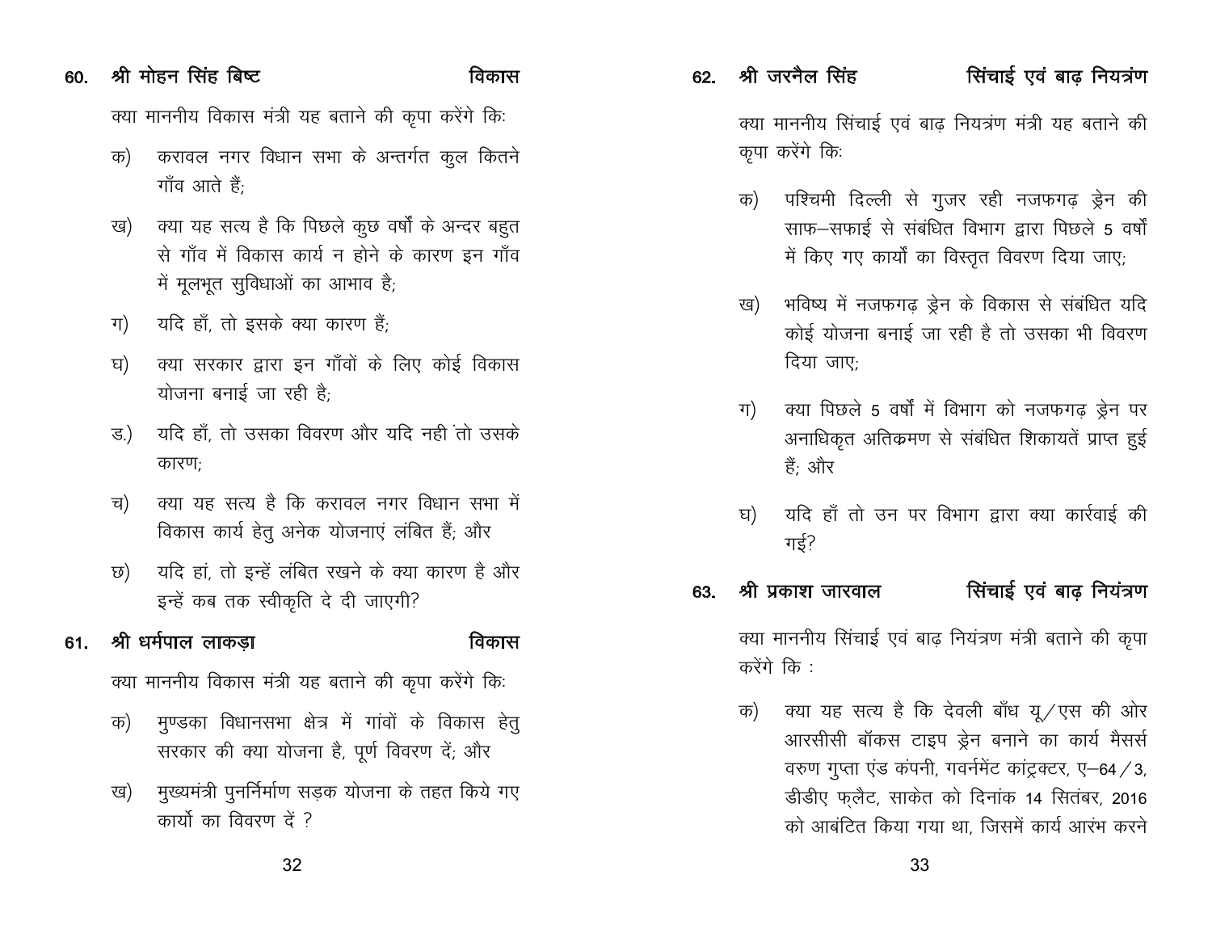**60. श्री मोहन सिंह बिष्ट** **विकास**

क्या माननीय विकास मंत्री यह बताने की कृपा करेंगे किः

क) करावल नगर विधान सभा के अन्तर्गत कुल कितने गाँव आते हैं;

ख) क्या यह सत्य है कि पिछले कुछ वर्षों के अन्दर बहुत से गाँव में विकास कार्य न होने के कारण इन गाँव में मूलभूत सुविधाओं का आभाव है;

ग) यदि हाँ, तो इसके क्या कारण हैं;

घ) क्या सरकार द्वारा इन गाँवों के लिए कोई विकास योजना बनाई जा रही है;

ड.) यदि हाँ, तो उसका विवरण और यदि नही ंतो उसके कारण;

च) क्या यह सत्य है कि करावल नगर विधान सभा में विकास कार्य हेतु अनेक योजनाएं लंबित हैं; और

छ) यदि हां, तो इन्हें लंबित रखने के क्या कारण है और इन्हें कब तक स्वीकृति दे दी जाएगी?

**61. श्री धर्मपाल लाकड़ा** **विकास**

क्या माननीय विकास मंत्री यह बताने की कृपा करेंगे किः

क) मुण्डका विधानसभा क्षेत्र में गांवों के विकास हेतु सरकार की क्या योजना है, पूर्ण विवरण दें; और

ख) मुख्यमंत्री पुनर्निर्माण सड़क योजना के तहत किये गए कार्यो का विवरण दें ?

**62. श्री जरनैल सिंह** **सिंचाई एवं बाढ़ नियत्रंण**

क्या माननीय सिंचाई एवं बाढ़ नियत्रंण मंत्री यह बताने की कृपा करेंगे किः

क) पश्चिमी दिल्ली से गुजर रही नजफगढ़ ड्रेन की साफ–सफाई से संबंधित विभाग द्वारा पिछले 5 वर्षों में किए गए कार्यों का विस्तृत विवरण दिया जाए;

ख) भविष्य में नजफगढ़ ड्रेन के विकास से संबंधित यदि कोई योजना बनाई जा रही है तो उसका भी विवरण दिया जाए;

ग) क्या पिछले 5 वर्षों में विभाग को नजफगढ़ ड्रेन पर अनाधिकृत अतिक्रमण से संबंधित शिकायतें प्राप्त हुई हैं; और

घ) यदि हाँ तो उन पर विभाग द्वारा क्या कार्रवाई की गई?

**63. श्री प्रकाश जारवाल** **सिंचाई एवं बाढ़ नियंत्रण**

क्या माननीय सिंचाई एवं बाढ़ नियंत्रण मंत्री बताने की कृपा करेंगे कि :

क) क्या यह सत्य है कि देवली बाँध यू/एस की ओर आरसीसी बॉक्स टाइप ड्रेन बनाने का कार्य मैसर्स वरुण गुप्ता एंड कंपनी, गवर्नमेंट कांट्रेक्टर, ए–64/3, डीडीए फ्लैट, साकेत को दिनांक 14 सितंबर, 2016 को आबंटित किया गया था, जिसमें कार्य आरंभ करने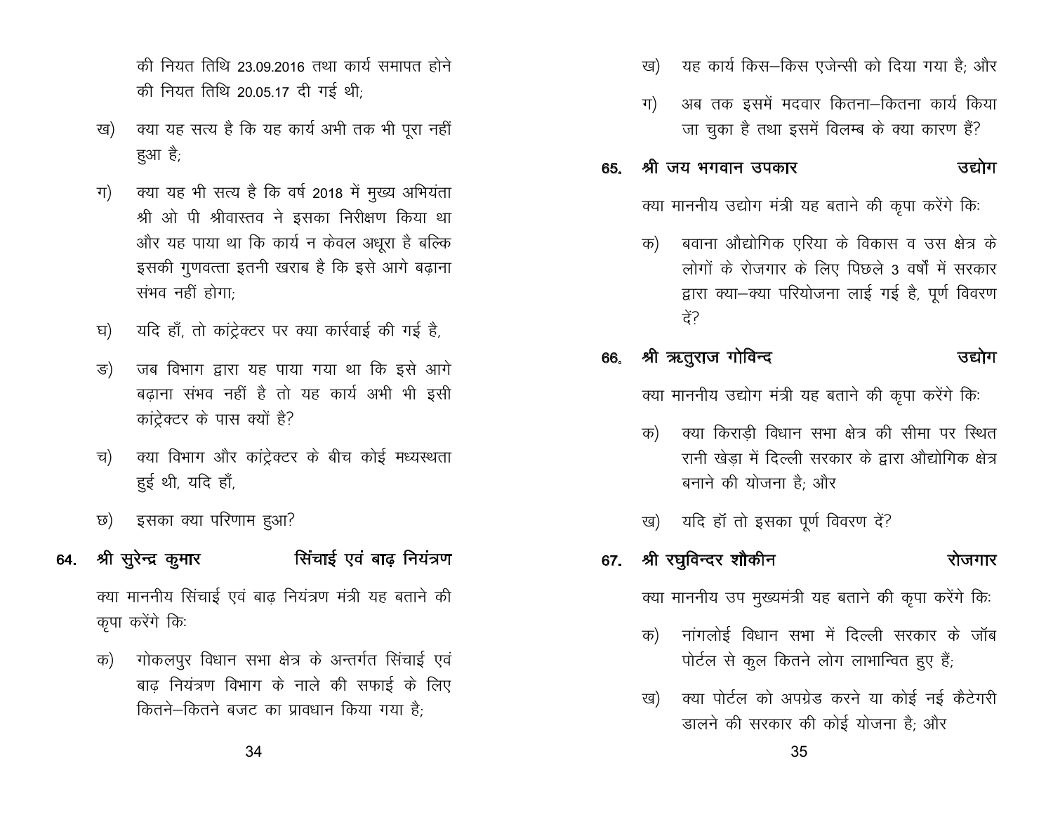की नियत तिथि 23.09.2016 तथा कार्य समापत होने की नियत तिथि 20.05.17 दी गई थी;

ख) क्या यह सत्य है कि यह कार्य अभी तक भी पूरा नहीं हुआ है;

ग) क्या यह भी सत्य है कि वर्ष 2018 में मुख्य अभियंता श्री ओ पी श्रीवास्तव ने इसका निरीक्षण किया था और यह पाया था कि कार्य न केवल अधूरा है बल्कि इसकी गुणवत्ता इतनी खराब है कि इसे आगे बढ़ाना संभव नहीं होगा;

घ) यदि हाँ, तो कांट्रेक्टर पर क्या कार्रवाई की गई है,

ङ) जब विभाग द्वारा यह पाया गया था कि इसे आगे बढ़ाना संभव नहीं है तो यह कार्य अभी भी इसी कांट्रेक्टर के पास क्यों है?

च) क्या विभाग और कांट्रेक्टर के बीच कोई मध्यस्थता हुई थी, यदि हाँ,

छ) इसका क्या परिणाम हुआ?

**64. श्री सुरेन्द्र कुमार — सिंचाई एवं बाढ़ नियंत्रण**

क्या माननीय सिंचाई एवं बाढ़ नियंत्रण मंत्री यह बताने की कृपा करेंगे किः

क) गोकलपुर विधान सभा क्षेत्र के अन्तर्गत सिंचाई एवं बाढ़ नियंत्रण विभाग के नाले की सफाई के लिए कितने–कितने बजट का प्रावधान किया गया है;

ख) यह कार्य किस–किस एजेन्सी को दिया गया है; और

ग) अब तक इसमें मदवार कितना–कितना कार्य किया जा चुका है तथा इसमें विलम्ब के क्या कारण हैं?

**65. श्री जय भगवान उपकार — उद्योग**

क्या माननीय उद्योग मंत्री यह बताने की कृपा करेंगे किः

क) बवाना औद्योगिक एरिया के विकास व उस क्षेत्र के लोगों के रोजगार के लिए पिछले 3 वर्षों में सरकार द्वारा क्या–क्या परियोजना लाई गई है, पूर्ण विवरण दें?

**66. श्री ऋतुराज गोविन्द — उद्योग**

क्या माननीय उद्योग मंत्री यह बताने की कृपा करेंगे किः

क) क्या किराड़ी विधान सभा क्षेत्र की सीमा पर स्थित रानी खेड़ा में दिल्ली सरकार के द्वारा औद्योगिक क्षेत्र बनाने की योजना है; और

ख) यदि हॉ तो इसका पूर्ण विवरण दें?

**67. श्री रघुविन्दर शौकीन — रोजगार**

क्या माननीय उप मुख्यमंत्री यह बताने की कृपा करेंगे किः

क) नांगलोई विधान सभा में दिल्ली सरकार के जॉब पोर्टल से कुल कितने लोग लाभान्वित हुए हैं;

ख) क्या पोर्टल को अपग्रेड करने या कोई नई कैटेगरी डालने की सरकार की कोई योजना है; और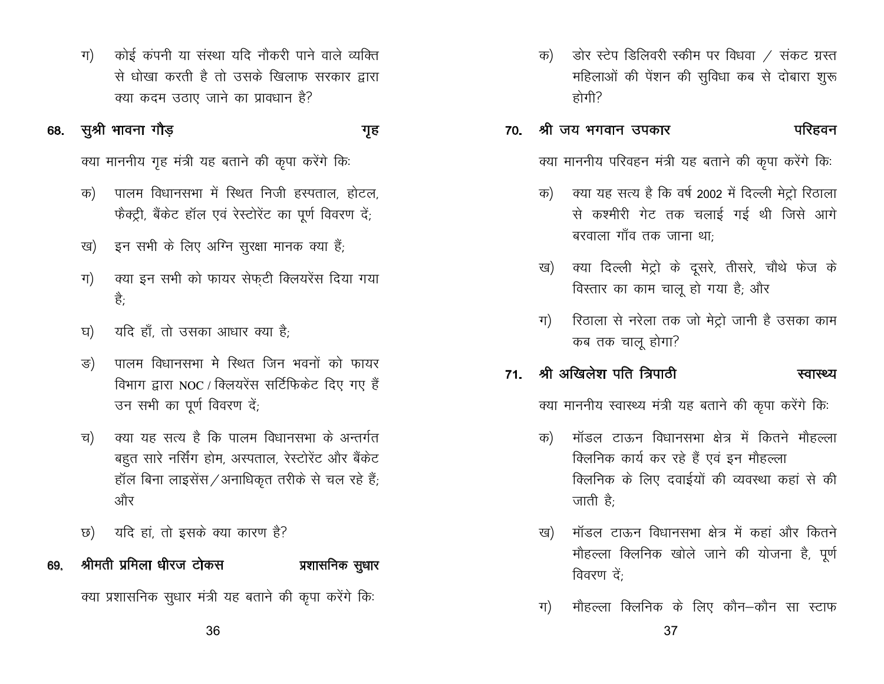ग) कोई कंपनी या संस्था यदि नौकरी पाने वाले व्यक्ति से धोखा करती है तो उसके खिलाफ सरकार द्वारा क्या कदम उठाए जाने का प्रावधान है?

**68. सुश्री भावना गौड़ — गृह**

क्या माननीय गृह मंत्री यह बताने की कृपा करेंगे किः

क) पालम विधानसभा में स्थित निजी हस्पताल, होटल, फैक्ट्री, बैंकेट हॉल एवं रेस्टोरेंट का पूर्ण विवरण दें;

ख) इन सभी के लिए अग्नि सुरक्षा मानक क्या हैं;

ग) क्या इन सभी को फायर सेफ्टी क्लियरेंस दिया गया है;

घ) यदि हाँ, तो उसका आधार क्या है;

ङ) पालम विधानसभा मे स्थित जिन भवनों को फायर विभाग द्वारा NOC / क्लियरेंस सर्टिफिकेट दिए गए हैं उन सभी का पूर्ण विवरण दें;

च) क्या यह सत्य है कि पालम विधानसभा के अन्तर्गत बहुत सारे नर्सिंग होम, अस्पताल, रेस्टोरेंट और बैंकेट हॉल बिना लाइसेंस/अनाधिकृत तरीके से चल रहे हैं; और

छ) यदि हां, तो इसके क्या कारण है?

**69. श्रीमती प्रमिला धीरज टोकस — प्रशासनिक सुधार**

क्या प्रशासनिक सुधार मंत्री यह बताने की कृपा करेंगे किः

क) डोर स्टेप डिलिवरी स्कीम पर विधवा / संकट ग्रस्त महिलाओं की पेंशन की सुविधा कब से दोबारा शुरू होगी?

**70. श्री जय भगवान उपकार — परिहवन**

क्या माननीय परिवहन मंत्री यह बताने की कृपा करेंगे किः

क) क्या यह सत्य है कि वर्ष 2002 में दिल्ली मेट्रो रिठाला से कश्मीरी गेट तक चलाई गई थी जिसे आगे बरवाला गाँव तक जाना था;

ख) क्या दिल्ली मेट्रो के दूसरे, तीसरे, चौथे फेज के विस्तार का काम चालू हो गया है; और

ग) रिठाला से नरेला तक जो मेट्रो जानी है उसका काम कब तक चालू होगा?

**71. श्री अखिलेश पति त्रिपाठी — स्वास्थ्य**

क्या माननीय स्वास्थ्य मंत्री यह बताने की कृपा करेंगे किः

क) मॉडल टाऊन विधानसभा क्षेत्र में कितने मौहल्ला क्लिनिक कार्य कर रहे हैं एवं इन मौहल्ला क्लिनिक के लिए दवाईयों की व्यवस्था कहां से की जाती है;

ख) मॉडल टाऊन विधानसभा क्षेत्र में कहां और कितने मौहल्ला क्लिनिक खोले जाने की योजना है, पूर्ण विवरण दें;

ग) मौहल्ला क्लिनिक के लिए कौन–कौन सा स्टाफ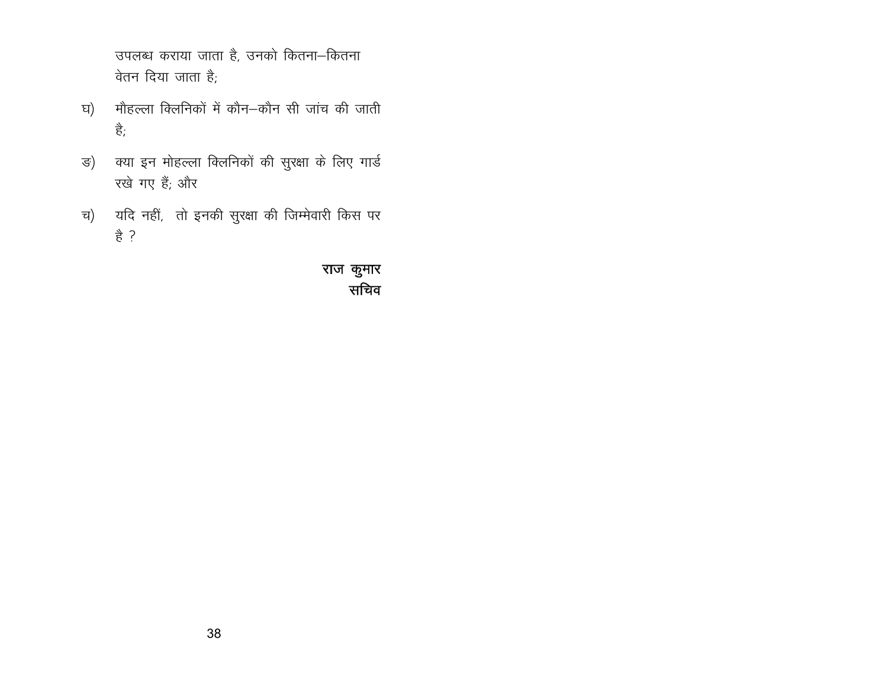उपलब्ध कराया जाता है, उनको कितना–कितना वेतन दिया जाता है;

घ) मौहल्ला क्लिनिकों में कौन–कौन सी जांच की जाती है;

ङ) क्या इन मोहल्ला क्लिनिकों की सुरक्षा के लिए गार्ड रखे गए हैं; और

च) यदि नहीं, तो इनकी सुरक्षा की जिम्मेवारी किस पर है ?

**राज कुमार**
**सचिव**